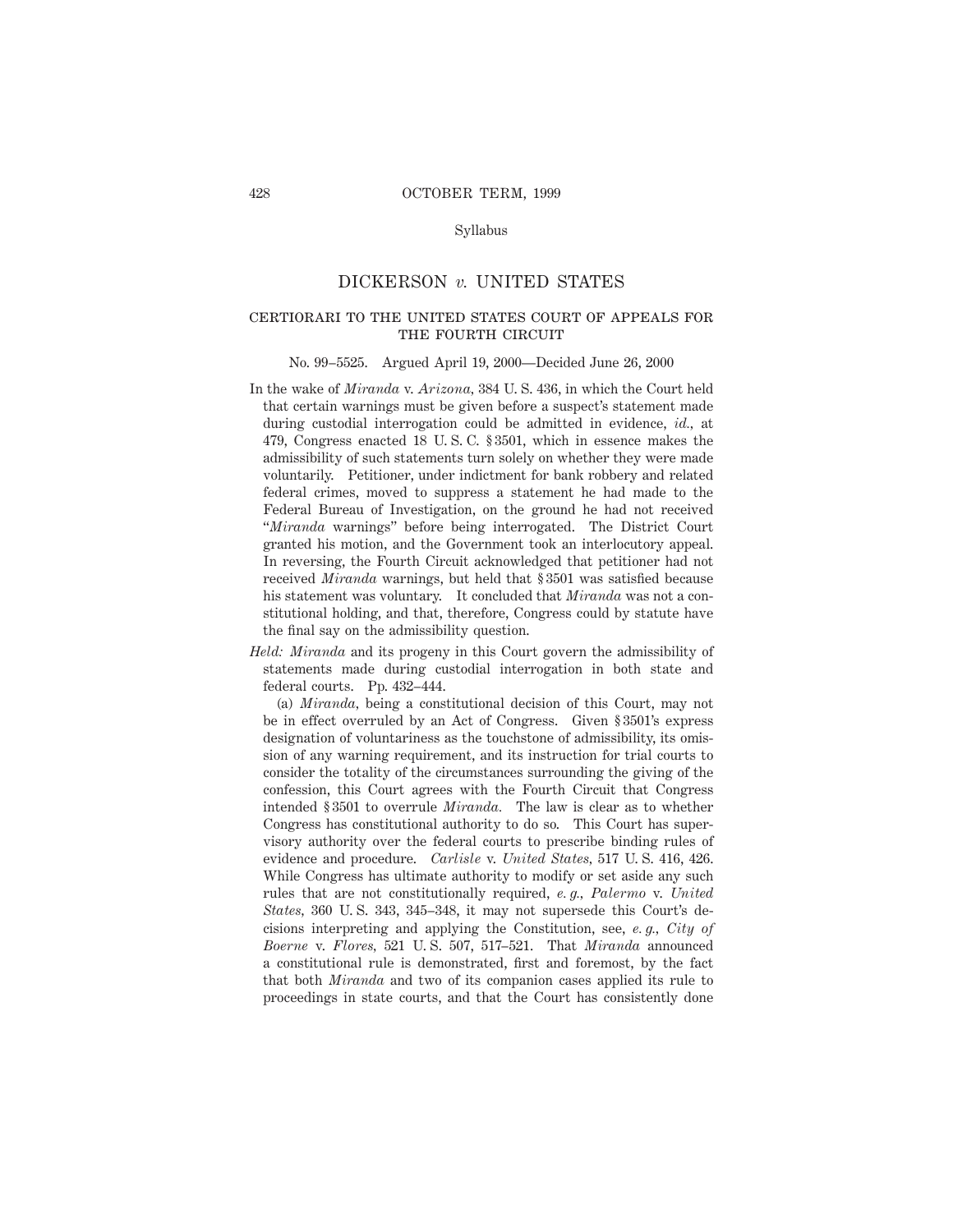Syllabus

# DICKERSON *v.* UNITED STATES

## CERTIORARI TO THE UNITED STATES COURT OF APPEALS FOR THE FOURTH CIRCUIT

No. 99–5525. Argued April 19, 2000—Decided June 26, 2000

In the wake of *Miranda* v. *Arizona,* 384 U. S. 436, in which the Court held that certain warnings must be given before a suspect's statement made during custodial interrogation could be admitted in evidence, *id.,* at 479, Congress enacted 18 U. S. C. § 3501, which in essence makes the admissibility of such statements turn solely on whether they were made voluntarily. Petitioner, under indictment for bank robbery and related federal crimes, moved to suppress a statement he had made to the Federal Bureau of Investigation, on the ground he had not received "*Miranda* warnings" before being interrogated. The District Court granted his motion, and the Government took an interlocutory appeal. In reversing, the Fourth Circuit acknowledged that petitioner had not received *Miranda* warnings, but held that § 3501 was satisfied because his statement was voluntary. It concluded that *Miranda* was not a constitutional holding, and that, therefore, Congress could by statute have the final say on the admissibility question.

*Held: Miranda* and its progeny in this Court govern the admissibility of statements made during custodial interrogation in both state and federal courts. Pp. 432–444.

(a) *Miranda,* being a constitutional decision of this Court, may not be in effect overruled by an Act of Congress. Given § 3501's express designation of voluntariness as the touchstone of admissibility, its omission of any warning requirement, and its instruction for trial courts to consider the totality of the circumstances surrounding the giving of the confession, this Court agrees with the Fourth Circuit that Congress intended § 3501 to overrule *Miranda.* The law is clear as to whether Congress has constitutional authority to do so. This Court has supervisory authority over the federal courts to prescribe binding rules of evidence and procedure. *Carlisle* v. *United States,* 517 U. S. 416, 426. While Congress has ultimate authority to modify or set aside any such rules that are not constitutionally required, *e. g., Palermo* v. *United States,* 360 U. S. 343, 345–348, it may not supersede this Court's decisions interpreting and applying the Constitution, see, *e. g., City of Boerne* v. *Flores,* 521 U. S. 507, 517–521. That *Miranda* announced a constitutional rule is demonstrated, first and foremost, by the fact that both *Miranda* and two of its companion cases applied its rule to proceedings in state courts, and that the Court has consistently done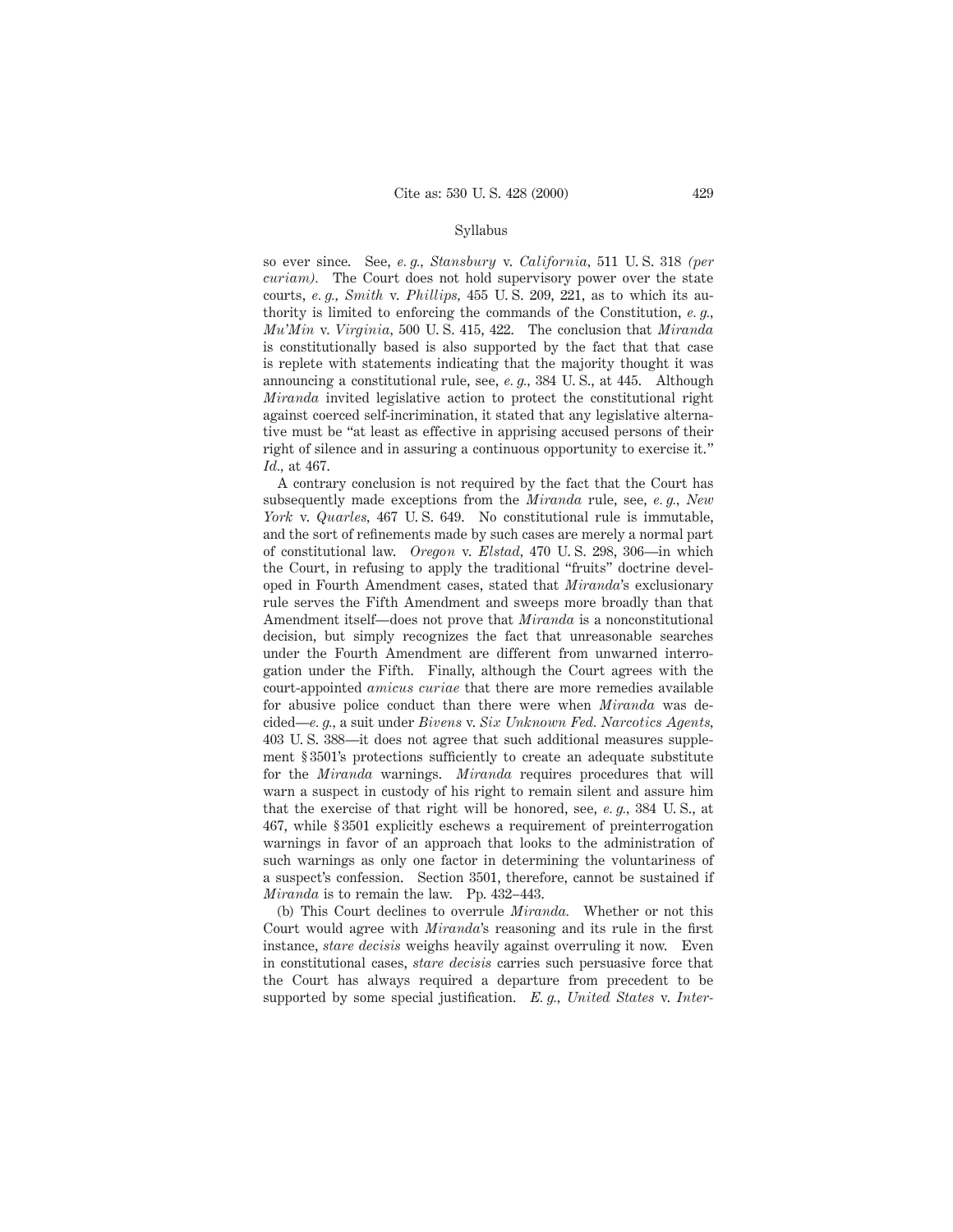so ever since. See, *e. g., Stansbury* v. *California,* 511 U. S. 318 *(per curiam).* The Court does not hold supervisory power over the state courts, *e. g., Smith* v. *Phillips,* 455 U. S. 209, 221, as to which its authority is limited to enforcing the commands of the Constitution, *e. g., Mu'Min* v. *Virginia,* 500 U. S. 415, 422. The conclusion that *Miranda* is constitutionally based is also supported by the fact that that case is replete with statements indicating that the majority thought it was announcing a constitutional rule, see, *e. g.,* 384 U. S., at 445. Although *Miranda* invited legislative action to protect the constitutional right against coerced self-incrimination, it stated that any legislative alternative must be "at least as effective in apprising accused persons of their right of silence and in assuring a continuous opportunity to exercise it." *Id.,* at 467.

A contrary conclusion is not required by the fact that the Court has subsequently made exceptions from the *Miranda* rule, see, *e. g., New York* v. *Quarles,* 467 U. S. 649. No constitutional rule is immutable, and the sort of refinements made by such cases are merely a normal part of constitutional law. *Oregon* v. *Elstad,* 470 U. S. 298, 306—in which the Court, in refusing to apply the traditional "fruits" doctrine developed in Fourth Amendment cases, stated that *Miranda*'s exclusionary rule serves the Fifth Amendment and sweeps more broadly than that Amendment itself—does not prove that *Miranda* is a nonconstitutional decision, but simply recognizes the fact that unreasonable searches under the Fourth Amendment are different from unwarned interrogation under the Fifth. Finally, although the Court agrees with the court-appointed *amicus curiae* that there are more remedies available for abusive police conduct than there were when *Miranda* was decided—*e. g.,* a suit under *Bivens* v. *Six Unknown Fed. Narcotics Agents,* 403 U. S. 388—it does not agree that such additional measures supplement § 3501's protections sufficiently to create an adequate substitute for the *Miranda* warnings. *Miranda* requires procedures that will warn a suspect in custody of his right to remain silent and assure him that the exercise of that right will be honored, see, *e. g.,* 384 U. S., at 467, while § 3501 explicitly eschews a requirement of preinterrogation warnings in favor of an approach that looks to the administration of such warnings as only one factor in determining the voluntariness of a suspect's confession. Section 3501, therefore, cannot be sustained if *Miranda* is to remain the law. Pp. 432–443.

(b) This Court declines to overrule *Miranda.* Whether or not this Court would agree with *Miranda*'s reasoning and its rule in the first instance, *stare decisis* weighs heavily against overruling it now. Even in constitutional cases, *stare decisis* carries such persuasive force that the Court has always required a departure from precedent to be supported by some special justification. *E. g., United States* v. *Inter-*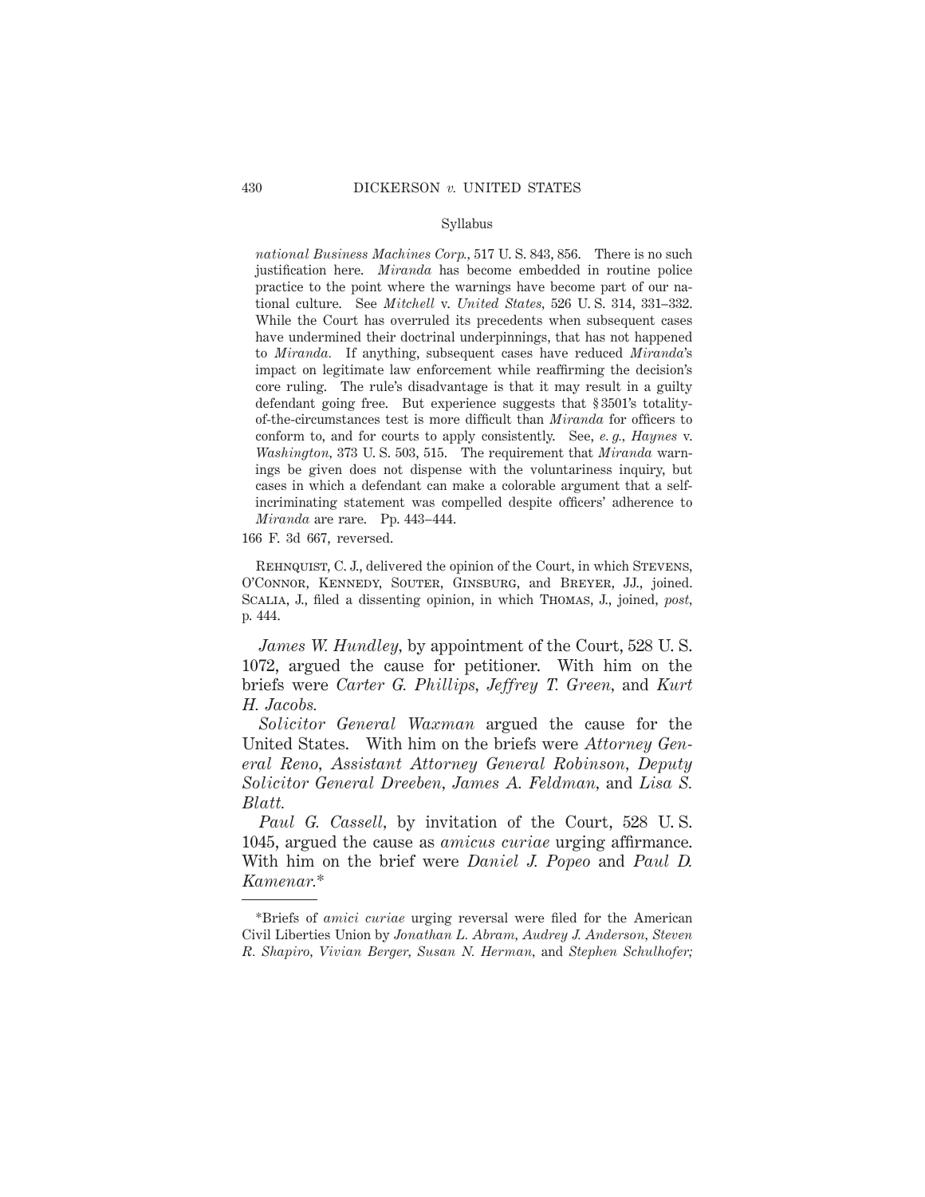*national Business Machines Corp.*, 517 U. S. 843, 856. There is no such justification here. *Miranda* has become embedded in routine police practice to the point where the warnings have become part of our national culture. See *Mitchell* v. *United States*, 526 U. S. 314, 331–332. While the Court has overruled its precedents when subsequent cases have undermined their doctrinal underpinnings, that has not happened to *Miranda.* If anything, subsequent cases have reduced *Miranda*'s impact on legitimate law enforcement while reaffirming the decision's core ruling. The rule's disadvantage is that it may result in a guilty defendant going free. But experience suggests that § 3501's totality-of-the-circumstances test is more difficult than *Miranda* for officers to conform to, and for courts to apply consistently. See, *e. g., Haynes* v. *Washington,* 373 U. S. 503, 515. The requirement that *Miranda* warnings be given does not dispense with the voluntariness inquiry, but cases in which a defendant can make a colorable argument that a self-incriminating statement was compelled despite officers' adherence to *Miranda* are rare. Pp. 443–444.

166 F. 3d 667, reversed.

Rehnquist, C. J., delivered the opinion of the Court, in which Stevens, O'Connor, Kennedy, Souter, Ginsburg, and Breyer, JJ., joined. Scalia, J., filed a dissenting opinion, in which Thomas, J., joined, *post*, p. 444.

*James W. Hundley*, by appointment of the Court, 528 U. S. 1072, argued the cause for petitioner. With him on the briefs were *Carter G. Phillips*, *Jeffrey T. Green*, and *Kurt H. Jacobs.*

*Solicitor General Waxman* argued the cause for the United States. With him on the briefs were *Attorney General Reno*, *Assistant Attorney General Robinson*, *Deputy Solicitor General Dreeben*, *James A. Feldman*, and *Lisa S. Blatt.*

*Paul G. Cassell*, by invitation of the Court, 528 U. S. 1045, argued the cause as *amicus curiae* urging affirmance. With him on the brief were *Daniel J. Popeo* and *Paul D. Kamenar.*\*

---

\*Briefs of *amici curiae* urging reversal were filed for the American Civil Liberties Union by *Jonathan L. Abram*, *Audrey J. Anderson*, *Steven R. Shapiro*, *Vivian Berger*, *Susan N. Herman*, and *Stephen Schulhofer;*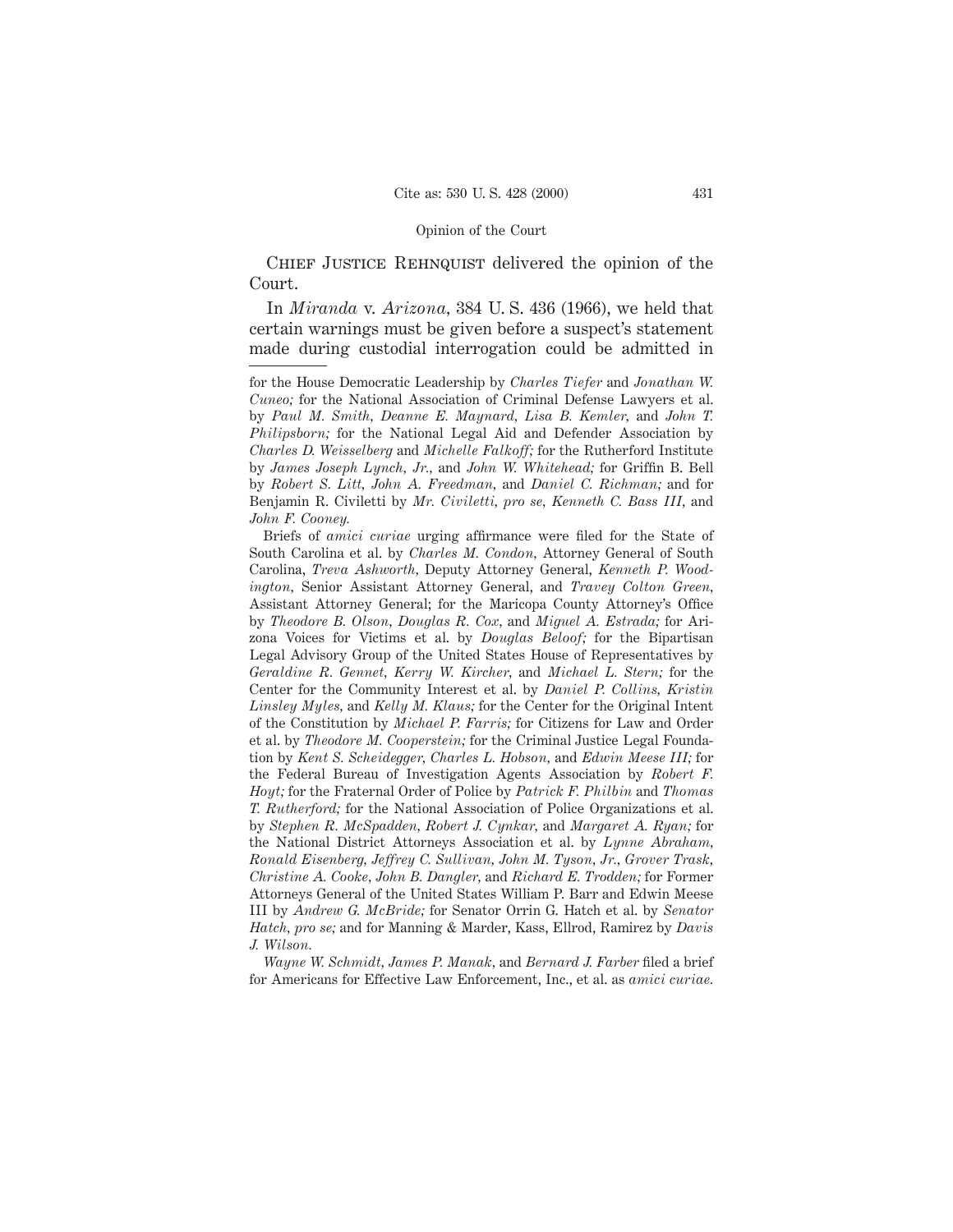Chief Justice Rehnquist delivered the opinion of the Court.

In *Miranda* v. *Arizona*, 384 U. S. 436 (1966), we held that certain warnings must be given before a suspect's statement made during custodial interrogation could be admitted in

---

for the House Democratic Leadership by *Charles Tiefer* and *Jonathan W. Cuneo;* for the National Association of Criminal Defense Lawyers et al. by *Paul M. Smith, Deanne E. Maynard, Lisa B. Kemler,* and *John T. Philipsborn;* for the National Legal Aid and Defender Association by *Charles D. Weisselberg* and *Michelle Falkoff;* for the Rutherford Institute by *James Joseph Lynch, Jr.,* and *John W. Whitehead;* for Griffin B. Bell by *Robert S. Litt, John A. Freedman,* and *Daniel C. Richman;* and for Benjamin R. Civiletti by *Mr. Civiletti, pro se, Kenneth C. Bass III,* and *John F. Cooney.*

Briefs of *amici curiae* urging affirmance were filed for the State of South Carolina et al. by *Charles M. Condon,* Attorney General of South Carolina, *Treva Ashworth,* Deputy Attorney General, *Kenneth P. Woodington,* Senior Assistant Attorney General, and *Travey Colton Green,* Assistant Attorney General; for the Maricopa County Attorney's Office by *Theodore B. Olson, Douglas R. Cox,* and *Miguel A. Estrada;* for Arizona Voices for Victims et al. by *Douglas Beloof;* for the Bipartisan Legal Advisory Group of the United States House of Representatives by *Geraldine R. Gennet, Kerry W. Kircher,* and *Michael L. Stern;* for the Center for the Community Interest et al. by *Daniel P. Collins, Kristin Linsley Myles,* and *Kelly M. Klaus;* for the Center for the Original Intent of the Constitution by *Michael P. Farris;* for Citizens for Law and Order et al. by *Theodore M. Cooperstein;* for the Criminal Justice Legal Foundation by *Kent S. Scheidegger, Charles L. Hobson,* and *Edwin Meese III;* for the Federal Bureau of Investigation Agents Association by *Robert F. Hoyt;* for the Fraternal Order of Police by *Patrick F. Philbin* and *Thomas T. Rutherford;* for the National Association of Police Organizations et al. by *Stephen R. McSpadden, Robert J. Cynkar,* and *Margaret A. Ryan;* for the National District Attorneys Association et al. by *Lynne Abraham, Ronald Eisenberg, Jeffrey C. Sullivan, John M. Tyson, Jr., Grover Trask, Christine A. Cooke, John B. Dangler,* and *Richard E. Trodden;* for Former Attorneys General of the United States William P. Barr and Edwin Meese III by *Andrew G. McBride;* for Senator Orrin G. Hatch et al. by *Senator Hatch, pro se;* and for Manning & Marder, Kass, Ellrod, Ramirez by *Davis J. Wilson.*

*Wayne W. Schmidt, James P. Manak,* and *Bernard J. Farber* filed a brief for Americans for Effective Law Enforcement, Inc., et al. as *amici curiae.*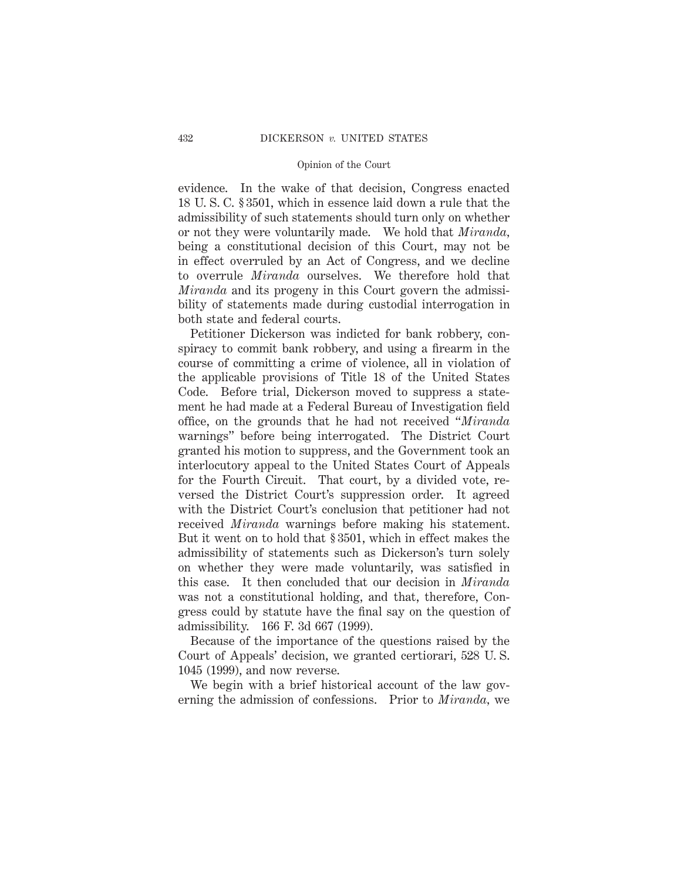evidence. In the wake of that decision, Congress enacted 18 U. S. C. § 3501, which in essence laid down a rule that the admissibility of such statements should turn only on whether or not they were voluntarily made. We hold that *Miranda*, being a constitutional decision of this Court, may not be in effect overruled by an Act of Congress, and we decline to overrule *Miranda* ourselves. We therefore hold that *Miranda* and its progeny in this Court govern the admissibility of statements made during custodial interrogation in both state and federal courts.

Petitioner Dickerson was indicted for bank robbery, conspiracy to commit bank robbery, and using a firearm in the course of committing a crime of violence, all in violation of the applicable provisions of Title 18 of the United States Code. Before trial, Dickerson moved to suppress a statement he had made at a Federal Bureau of Investigation field office, on the grounds that he had not received "*Miranda* warnings" before being interrogated. The District Court granted his motion to suppress, and the Government took an interlocutory appeal to the United States Court of Appeals for the Fourth Circuit. That court, by a divided vote, reversed the District Court's suppression order. It agreed with the District Court's conclusion that petitioner had not received *Miranda* warnings before making his statement. But it went on to hold that § 3501, which in effect makes the admissibility of statements such as Dickerson's turn solely on whether they were made voluntarily, was satisfied in this case. It then concluded that our decision in *Miranda* was not a constitutional holding, and that, therefore, Congress could by statute have the final say on the question of admissibility. 166 F. 3d 667 (1999).

Because of the importance of the questions raised by the Court of Appeals' decision, we granted certiorari, 528 U. S. 1045 (1999), and now reverse.

We begin with a brief historical account of the law governing the admission of confessions. Prior to *Miranda*, we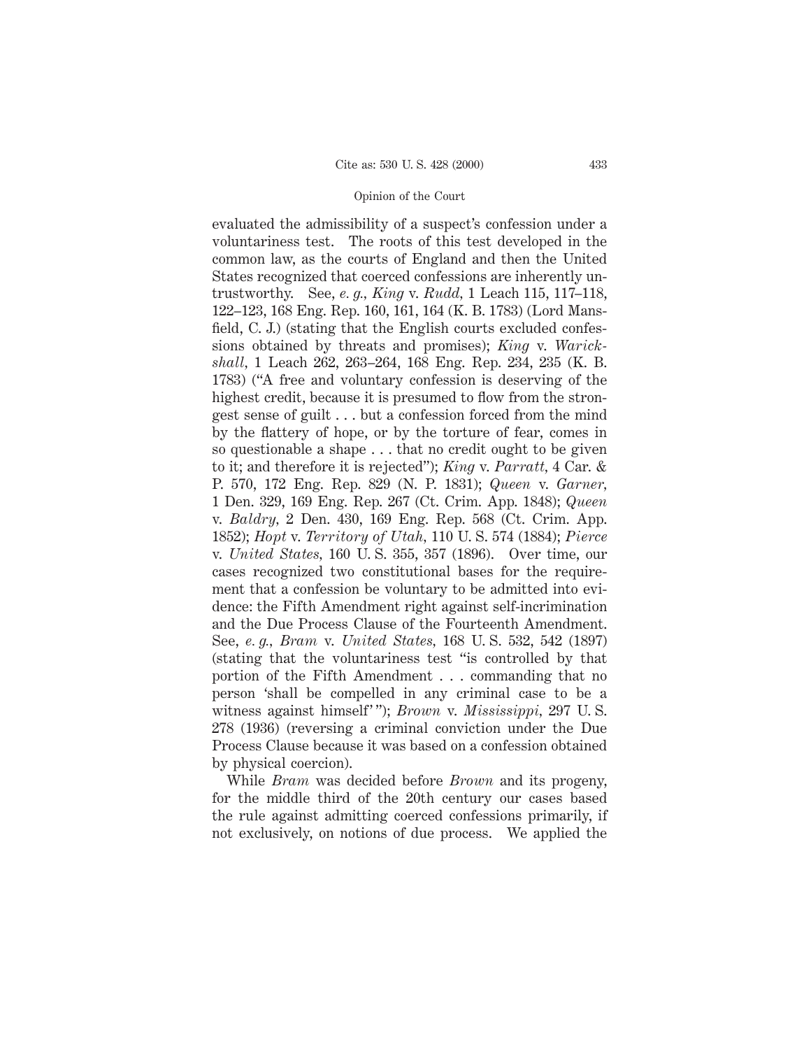evaluated the admissibility of a suspect's confession under a voluntariness test. The roots of this test developed in the common law, as the courts of England and then the United States recognized that coerced confessions are inherently untrustworthy. See, *e. g.*, *King* v. *Rudd*, 1 Leach 115, 117–118, 122–123, 168 Eng. Rep. 160, 161, 164 (K. B. 1783) (Lord Mansfield, C. J.) (stating that the English courts excluded confessions obtained by threats and promises); *King* v. *Warickshall*, 1 Leach 262, 263–264, 168 Eng. Rep. 234, 235 (K. B. 1783) ("A free and voluntary confession is deserving of the highest credit, because it is presumed to flow from the strongest sense of guilt . . . but a confession forced from the mind by the flattery of hope, or by the torture of fear, comes in so questionable a shape . . . that no credit ought to be given to it; and therefore it is rejected"); *King* v. *Parratt*, 4 Car. & P. 570, 172 Eng. Rep. 829 (N. P. 1831); *Queen* v. *Garner*, 1 Den. 329, 169 Eng. Rep. 267 (Ct. Crim. App. 1848); *Queen* v. *Baldry*, 2 Den. 430, 169 Eng. Rep. 568 (Ct. Crim. App. 1852); *Hopt* v. *Territory of Utah*, 110 U. S. 574 (1884); *Pierce* v. *United States*, 160 U. S. 355, 357 (1896). Over time, our cases recognized two constitutional bases for the requirement that a confession be voluntary to be admitted into evidence: the Fifth Amendment right against self-incrimination and the Due Process Clause of the Fourteenth Amendment. See, *e. g.*, *Bram* v. *United States*, 168 U. S. 532, 542 (1897) (stating that the voluntariness test "is controlled by that portion of the Fifth Amendment . . . commanding that no person 'shall be compelled in any criminal case to be a witness against himself'"); *Brown* v. *Mississippi*, 297 U. S. 278 (1936) (reversing a criminal conviction under the Due Process Clause because it was based on a confession obtained by physical coercion).

While *Bram* was decided before *Brown* and its progeny, for the middle third of the 20th century our cases based the rule against admitting coerced confessions primarily, if not exclusively, on notions of due process. We applied the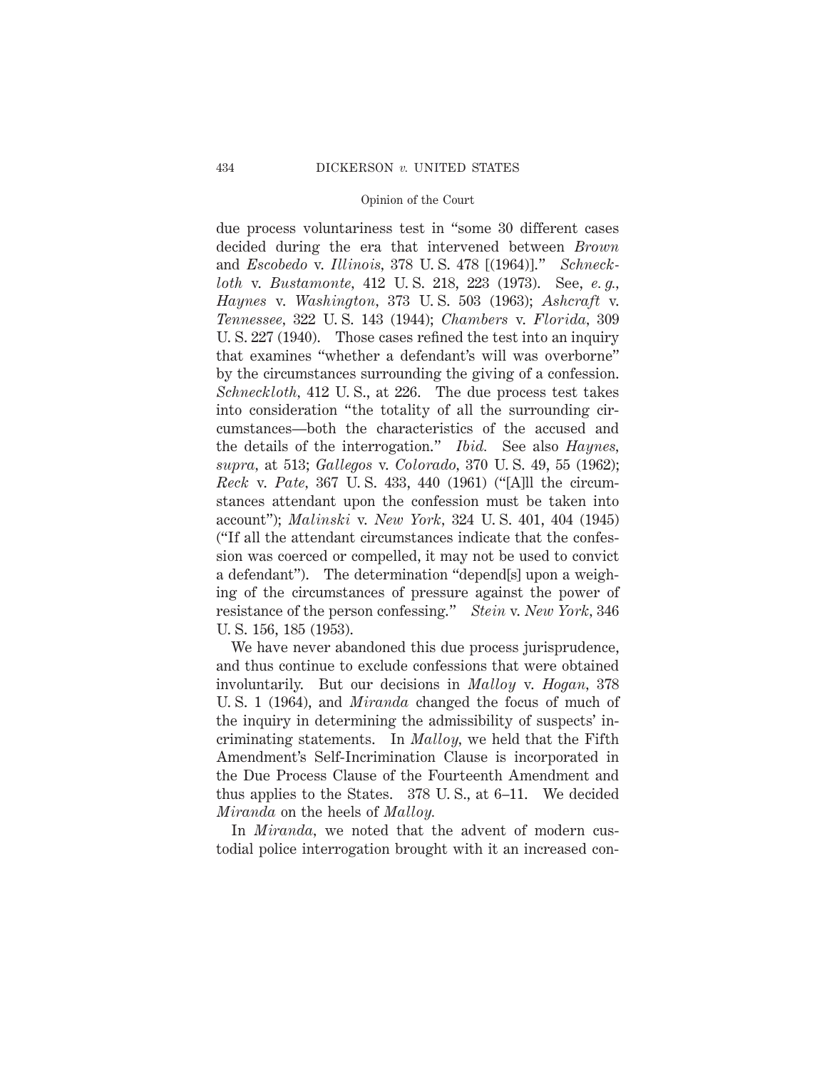due process voluntariness test in "some 30 different cases decided during the era that intervened between *Brown* and *Escobedo* v. *Illinois*, 378 U. S. 478 [(1964)]." *Schneckloth* v. *Bustamonte*, 412 U. S. 218, 223 (1973). See, *e. g.*, *Haynes* v. *Washington*, 373 U. S. 503 (1963); *Ashcraft* v. *Tennessee*, 322 U. S. 143 (1944); *Chambers* v. *Florida*, 309 U. S. 227 (1940). Those cases refined the test into an inquiry that examines "whether a defendant's will was overborne" by the circumstances surrounding the giving of a confession. *Schneckloth*, 412 U. S., at 226. The due process test takes into consideration "the totality of all the surrounding circumstances—both the characteristics of the accused and the details of the interrogation." *Ibid.* See also *Haynes*, *supra*, at 513; *Gallegos* v. *Colorado*, 370 U. S. 49, 55 (1962); *Reck* v. *Pate*, 367 U. S. 433, 440 (1961) ("[A]ll the circumstances attendant upon the confession must be taken into account"); *Malinski* v. *New York*, 324 U. S. 401, 404 (1945) ("If all the attendant circumstances indicate that the confession was coerced or compelled, it may not be used to convict a defendant"). The determination "depend[s] upon a weighing of the circumstances of pressure against the power of resistance of the person confessing." *Stein* v. *New York*, 346 U. S. 156, 185 (1953).

We have never abandoned this due process jurisprudence, and thus continue to exclude confessions that were obtained involuntarily. But our decisions in *Malloy* v. *Hogan*, 378 U. S. 1 (1964), and *Miranda* changed the focus of much of the inquiry in determining the admissibility of suspects' incriminating statements. In *Malloy*, we held that the Fifth Amendment's Self-Incrimination Clause is incorporated in the Due Process Clause of the Fourteenth Amendment and thus applies to the States. 378 U. S., at 6–11. We decided *Miranda* on the heels of *Malloy.*

In *Miranda*, we noted that the advent of modern custodial police interrogation brought with it an increased con-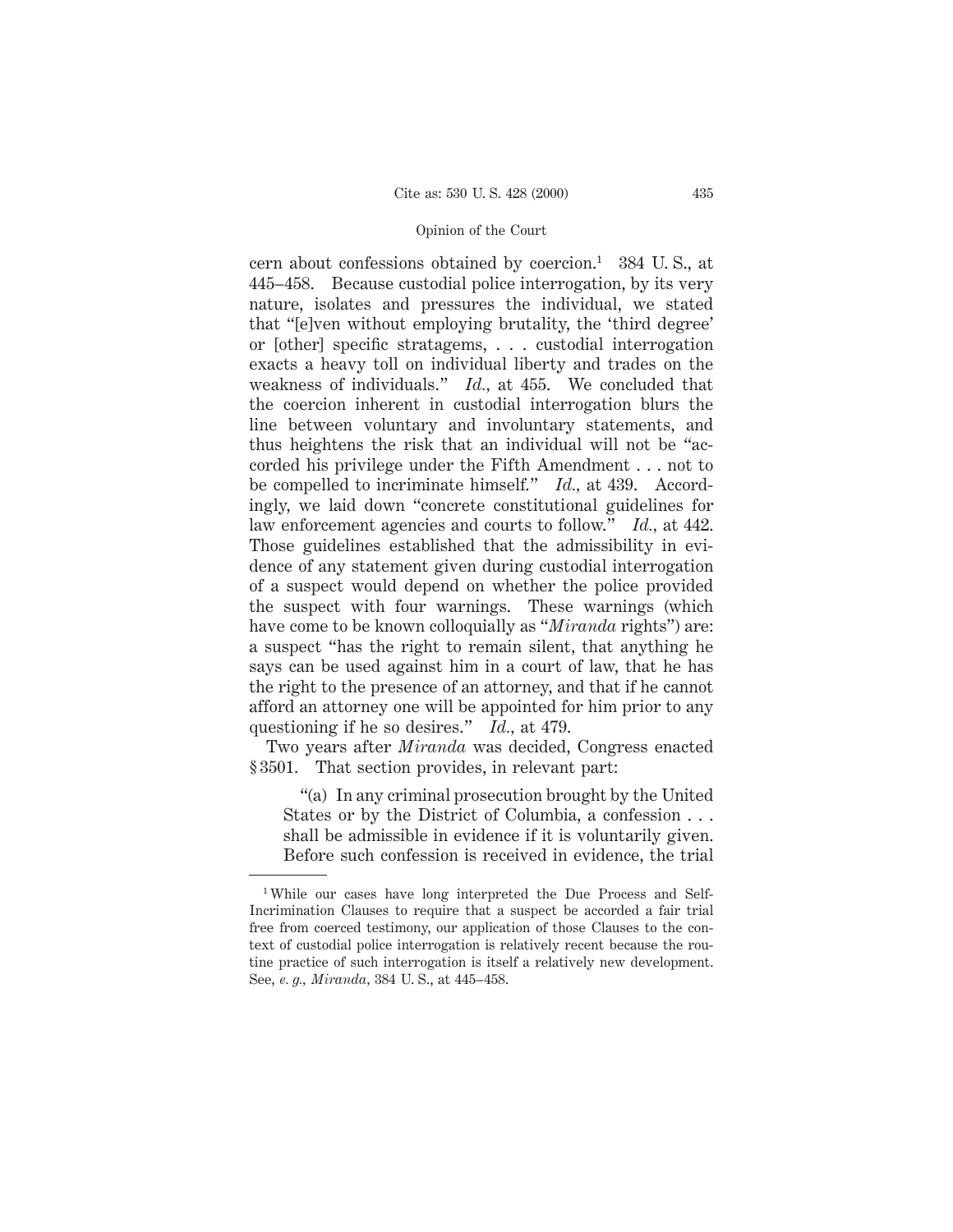cern about confessions obtained by coercion.[1] 384 U. S., at 445–458. Because custodial police interrogation, by its very nature, isolates and pressures the individual, we stated that "[e]ven without employing brutality, the 'third degree' or [other] specific stratagems, . . . custodial interrogation exacts a heavy toll on individual liberty and trades on the weakness of individuals." *Id.*, at 455. We concluded that the coercion inherent in custodial interrogation blurs the line between voluntary and involuntary statements, and thus heightens the risk that an individual will not be "accorded his privilege under the Fifth Amendment . . . not to be compelled to incriminate himself." *Id.*, at 439. Accordingly, we laid down "concrete constitutional guidelines for law enforcement agencies and courts to follow." *Id.*, at 442. Those guidelines established that the admissibility in evidence of any statement given during custodial interrogation of a suspect would depend on whether the police provided the suspect with four warnings. These warnings (which have come to be known colloquially as "*Miranda* rights") are: a suspect "has the right to remain silent, that anything he says can be used against him in a court of law, that he has the right to the presence of an attorney, and that if he cannot afford an attorney one will be appointed for him prior to any questioning if he so desires." *Id.*, at 479.

Two years after *Miranda* was decided, Congress enacted §3501. That section provides, in relevant part:

> "(a) In any criminal prosecution brought by the United States or by the District of Columbia, a confession . . . shall be admissible in evidence if it is voluntarily given. Before such confession is received in evidence, the trial

---

[1] While our cases have long interpreted the Due Process and Self-Incrimination Clauses to require that a suspect be accorded a fair trial free from coerced testimony, our application of those Clauses to the context of custodial police interrogation is relatively recent because the routine practice of such interrogation is itself a relatively new development. See, *e. g.*, *Miranda*, 384 U. S., at 445–458.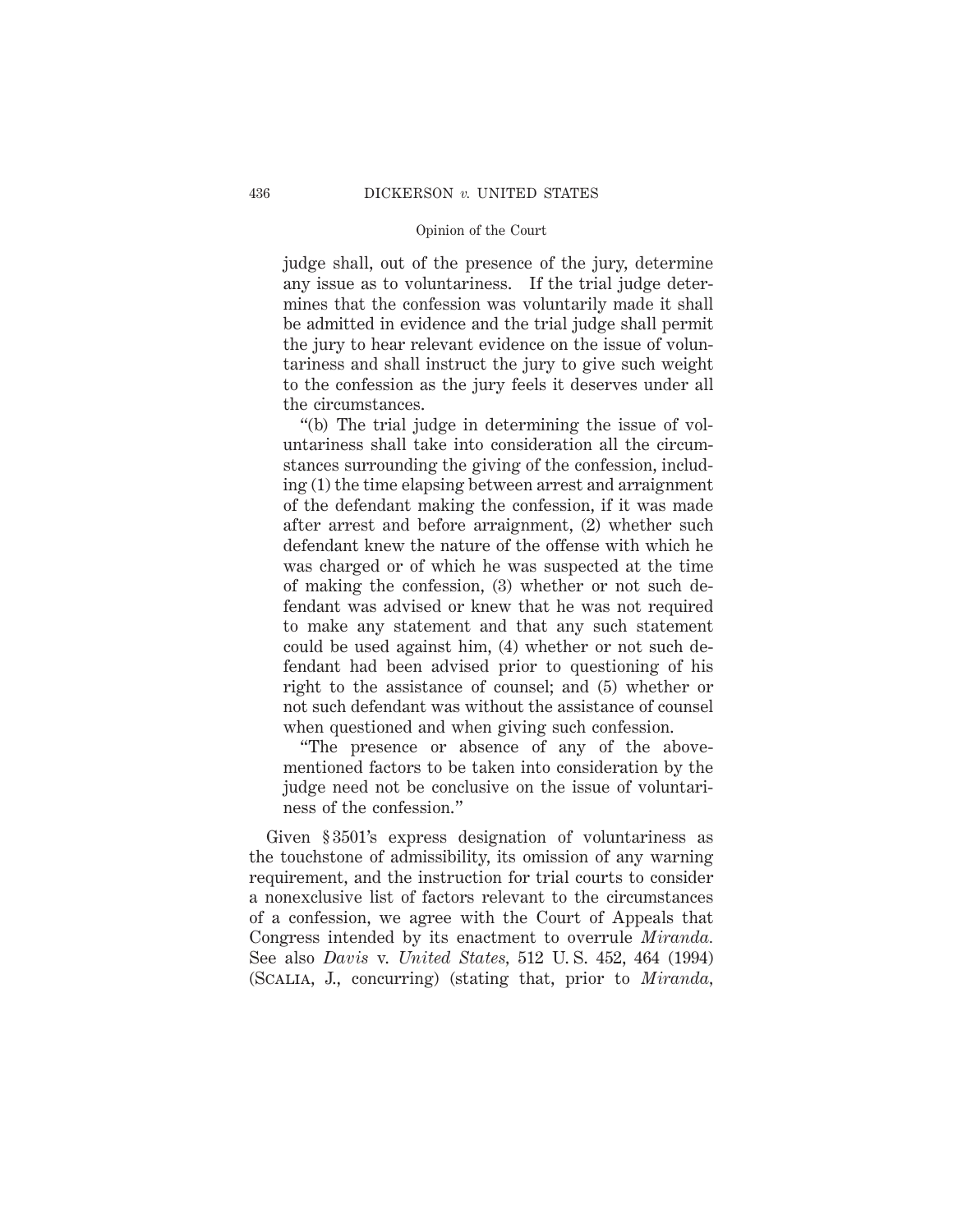judge shall, out of the presence of the jury, determine any issue as to voluntariness. If the trial judge determines that the confession was voluntarily made it shall be admitted in evidence and the trial judge shall permit the jury to hear relevant evidence on the issue of voluntariness and shall instruct the jury to give such weight to the confession as the jury feels it deserves under all the circumstances.

"(b) The trial judge in determining the issue of voluntariness shall take into consideration all the circumstances surrounding the giving of the confession, including (1) the time elapsing between arrest and arraignment of the defendant making the confession, if it was made after arrest and before arraignment, (2) whether such defendant knew the nature of the offense with which he was charged or of which he was suspected at the time of making the confession, (3) whether or not such defendant was advised or knew that he was not required to make any statement and that any such statement could be used against him, (4) whether or not such defendant had been advised prior to questioning of his right to the assistance of counsel; and (5) whether or not such defendant was without the assistance of counsel when questioned and when giving such confession.

"The presence or absence of any of the above-mentioned factors to be taken into consideration by the judge need not be conclusive on the issue of voluntariness of the confession."

Given § 3501's express designation of voluntariness as the touchstone of admissibility, its omission of any warning requirement, and the instruction for trial courts to consider a nonexclusive list of factors relevant to the circumstances of a confession, we agree with the Court of Appeals that Congress intended by its enactment to overrule *Miranda*. See also *Davis* v. *United States*, 512 U. S. 452, 464 (1994) (Scalia, J., concurring) (stating that, prior to *Miranda*,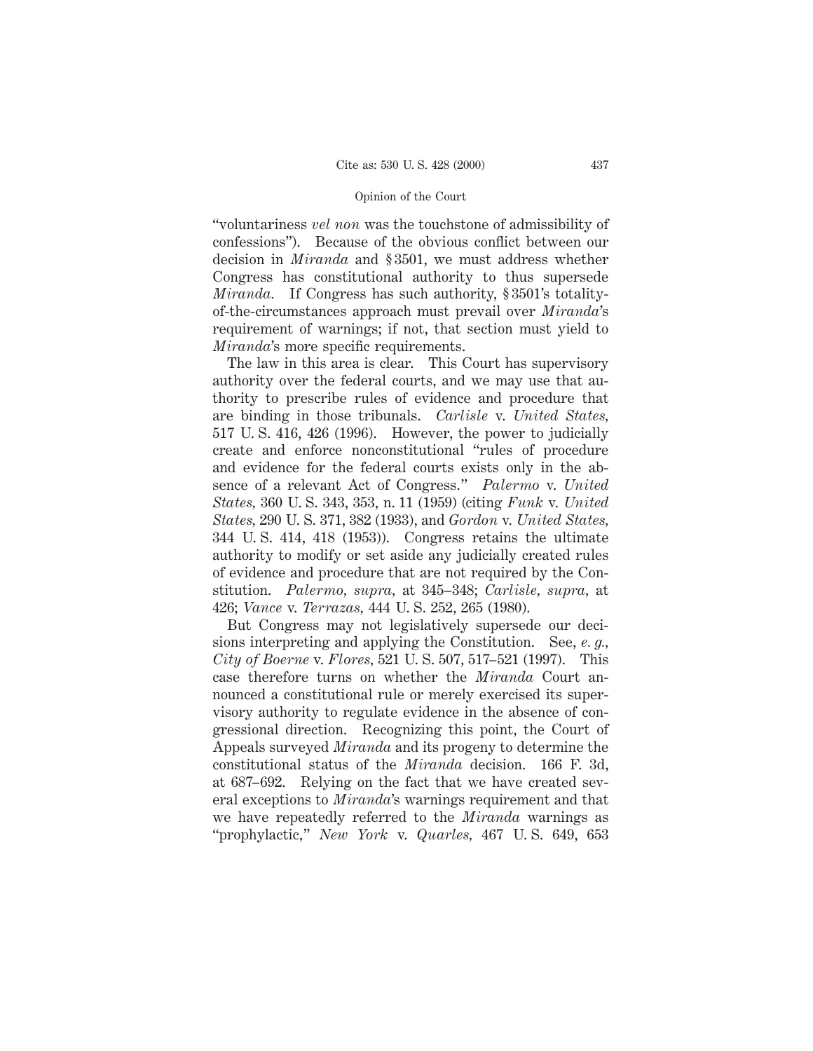"voluntariness *vel non* was the touchstone of admissibility of confessions"). Because of the obvious conflict between our decision in *Miranda* and § 3501, we must address whether Congress has constitutional authority to thus supersede *Miranda.* If Congress has such authority, § 3501's totality-of-the-circumstances approach must prevail over *Miranda*'s requirement of warnings; if not, that section must yield to *Miranda*'s more specific requirements.

The law in this area is clear. This Court has supervisory authority over the federal courts, and we may use that authority to prescribe rules of evidence and procedure that are binding in those tribunals. *Carlisle* v. *United States,* 517 U. S. 416, 426 (1996). However, the power to judicially create and enforce nonconstitutional "rules of procedure and evidence for the federal courts exists only in the absence of a relevant Act of Congress." *Palermo* v. *United States,* 360 U. S. 343, 353, n. 11 (1959) (citing *Funk* v. *United States,* 290 U. S. 371, 382 (1933), and *Gordon* v. *United States,* 344 U. S. 414, 418 (1953)). Congress retains the ultimate authority to modify or set aside any judicially created rules of evidence and procedure that are not required by the Constitution. *Palermo, supra,* at 345–348; *Carlisle, supra,* at 426; *Vance* v. *Terrazas,* 444 U. S. 252, 265 (1980).

But Congress may not legislatively supersede our decisions interpreting and applying the Constitution. See, *e. g., City of Boerne* v. *Flores,* 521 U. S. 507, 517–521 (1997). This case therefore turns on whether the *Miranda* Court announced a constitutional rule or merely exercised its supervisory authority to regulate evidence in the absence of congressional direction. Recognizing this point, the Court of Appeals surveyed *Miranda* and its progeny to determine the constitutional status of the *Miranda* decision. 166 F. 3d, at 687–692. Relying on the fact that we have created several exceptions to *Miranda*'s warnings requirement and that we have repeatedly referred to the *Miranda* warnings as "prophylactic," *New York* v. *Quarles,* 467 U. S. 649, 653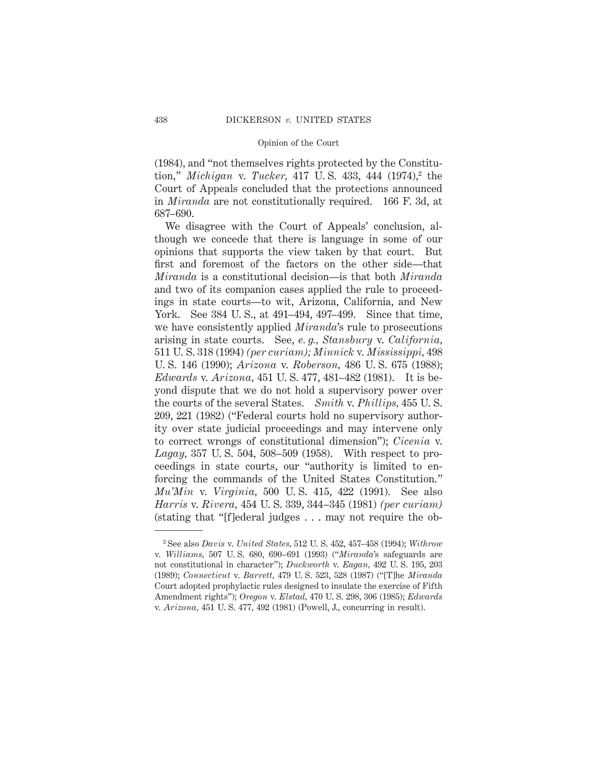(1984), and "not themselves rights protected by the Constitution," *Michigan* v. *Tucker*, 417 U. S. 433, 444 (1974),[2] the Court of Appeals concluded that the protections announced in *Miranda* are not constitutionally required. 166 F. 3d, at 687–690.

We disagree with the Court of Appeals' conclusion, although we concede that there is language in some of our opinions that supports the view taken by that court. But first and foremost of the factors on the other side—that *Miranda* is a constitutional decision—is that both *Miranda* and two of its companion cases applied the rule to proceedings in state courts—to wit, Arizona, California, and New York. See 384 U. S., at 491–494, 497–499. Since that time, we have consistently applied *Miranda*'s rule to prosecutions arising in state courts. See, *e. g., Stansbury* v. *California*, 511 U. S. 318 (1994) *(per curiam); Minnick* v. *Mississippi*, 498 U. S. 146 (1990); *Arizona* v. *Roberson*, 486 U. S. 675 (1988); *Edwards* v. *Arizona*, 451 U. S. 477, 481–482 (1981). It is beyond dispute that we do not hold a supervisory power over the courts of the several States. *Smith* v. *Phillips*, 455 U. S. 209, 221 (1982) ("Federal courts hold no supervisory authority over state judicial proceedings and may intervene only to correct wrongs of constitutional dimension"); *Cicenia* v. *Lagay*, 357 U. S. 504, 508–509 (1958). With respect to proceedings in state courts, our "authority is limited to enforcing the commands of the United States Constitution." *Mu'Min* v. *Virginia*, 500 U. S. 415, 422 (1991). See also *Harris* v. *Rivera*, 454 U. S. 339, 344–345 (1981) *(per curiam)* (stating that "[f]ederal judges . . . may not require the ob-

---

[2] See also *Davis* v. *United States*, 512 U. S. 452, 457–458 (1994); *Withrow* v. *Williams*, 507 U. S. 680, 690–691 (1993) ("*Miranda*'s safeguards are not constitutional in character"); *Duckworth* v. *Eagan*, 492 U. S. 195, 203 (1989); *Connecticut* v. *Barrett*, 479 U. S. 523, 528 (1987) ("[T]he *Miranda* Court adopted prophylactic rules designed to insulate the exercise of Fifth Amendment rights"); *Oregon* v. *Elstad*, 470 U. S. 298, 306 (1985); *Edwards* v. *Arizona*, 451 U. S. 477, 492 (1981) (Powell, J., concurring in result).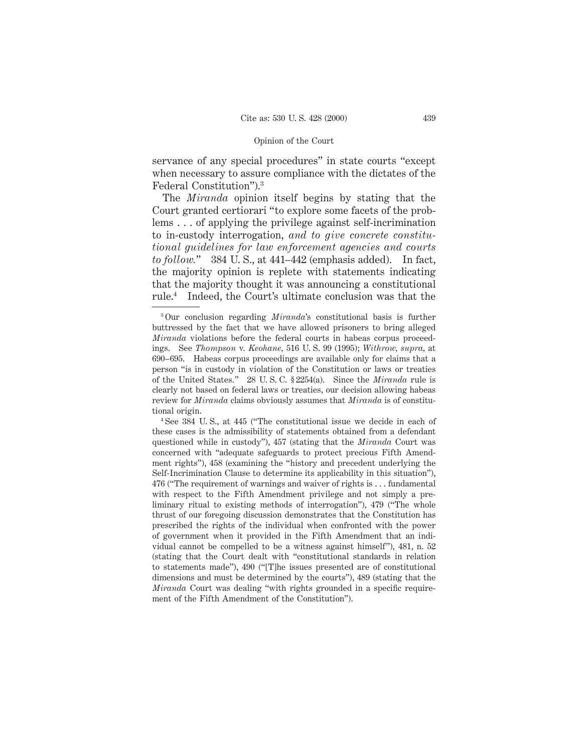servance of any special procedures" in state courts "except when necessary to assure compliance with the dictates of the Federal Constitution").[3]

The *Miranda* opinion itself begins by stating that the Court granted certiorari "to explore some facets of the problems . . . of applying the privilege against self-incrimination to in-custody interrogation, *and to give concrete constitutional guidelines for law enforcement agencies and courts to follow.*" 384 U. S., at 441–442 (emphasis added). In fact, the majority opinion is replete with statements indicating that the majority thought it was announcing a constitutional rule.[4] Indeed, the Court's ultimate conclusion was that the

---

[3] Our conclusion regarding *Miranda*'s constitutional basis is further buttressed by the fact that we have allowed prisoners to bring alleged *Miranda* violations before the federal courts in habeas corpus proceedings. See *Thompson* v. *Keohane*, 516 U. S. 99 (1995); *Withrow, supra,* at 690–695. Habeas corpus proceedings are available only for claims that a person "is in custody in violation of the Constitution or laws or treaties of the United States." 28 U. S. C. § 2254(a). Since the *Miranda* rule is clearly not based on federal laws or treaties, our decision allowing habeas review for *Miranda* claims obviously assumes that *Miranda* is of constitutional origin.

[4] See 384 U. S., at 445 ("The constitutional issue we decide in each of these cases is the admissibility of statements obtained from a defendant questioned while in custody"), 457 (stating that the *Miranda* Court was concerned with "adequate safeguards to protect precious Fifth Amendment rights"), 458 (examining the "history and precedent underlying the Self-Incrimination Clause to determine its applicability in this situation"), 476 ("The requirement of warnings and waiver of rights is . . . fundamental with respect to the Fifth Amendment privilege and not simply a preliminary ritual to existing methods of interrogation"), 479 ("The whole thrust of our foregoing discussion demonstrates that the Constitution has prescribed the rights of the individual when confronted with the power of government when it provided in the Fifth Amendment that an individual cannot be compelled to be a witness against himself"), 481, n. 52 (stating that the Court dealt with "constitutional standards in relation to statements made"), 490 ("[T]he issues presented are of constitutional dimensions and must be determined by the courts"), 489 (stating that the *Miranda* Court was dealing "with rights grounded in a specific requirement of the Fifth Amendment of the Constitution").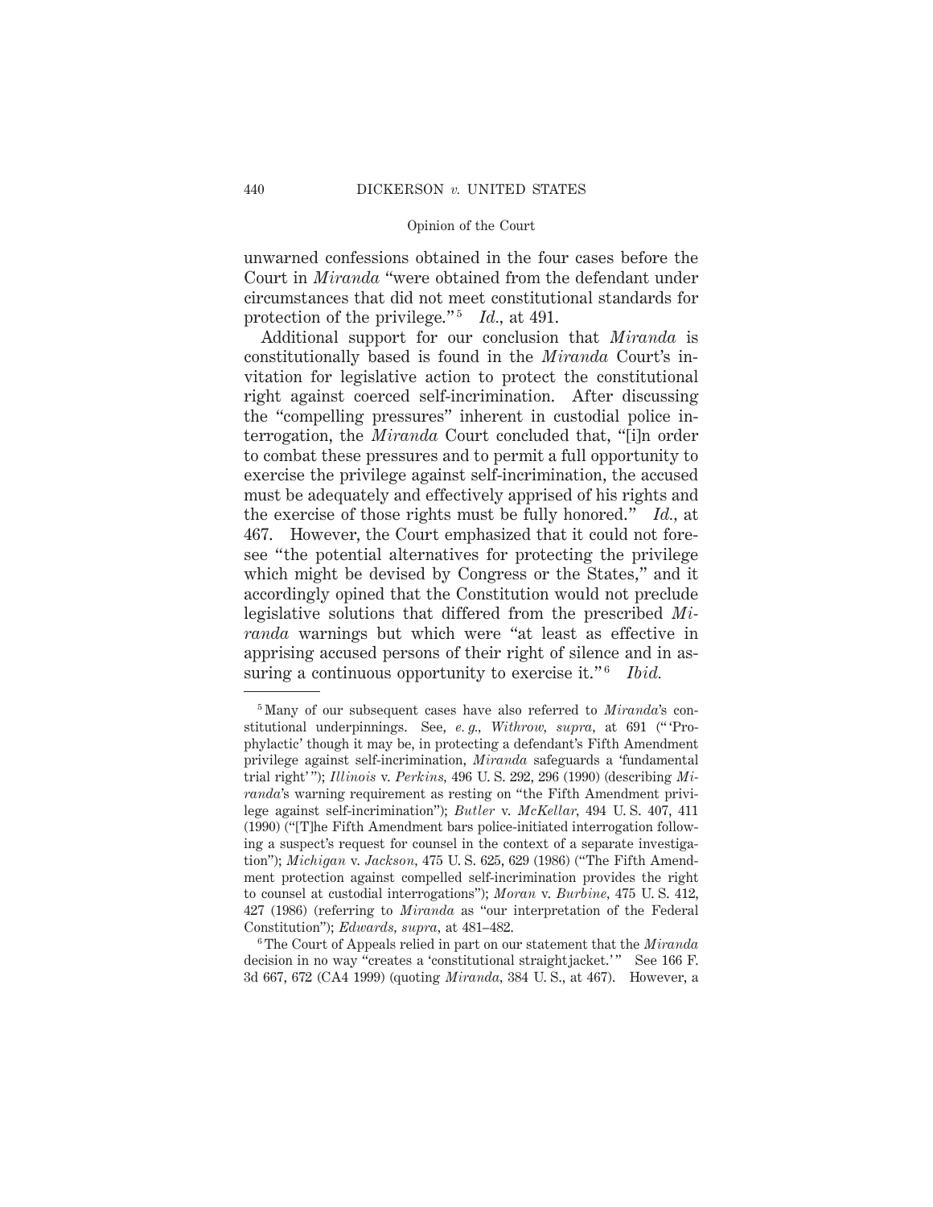unwarned confessions obtained in the four cases before the Court in *Miranda* "were obtained from the defendant under circumstances that did not meet constitutional standards for protection of the privilege."[5] *Id.*, at 491.

Additional support for our conclusion that *Miranda* is constitutionally based is found in the *Miranda* Court's invitation for legislative action to protect the constitutional right against coerced self-incrimination. After discussing the "compelling pressures" inherent in custodial police interrogation, the *Miranda* Court concluded that, "[i]n order to combat these pressures and to permit a full opportunity to exercise the privilege against self-incrimination, the accused must be adequately and effectively apprised of his rights and the exercise of those rights must be fully honored." *Id.*, at 467. However, the Court emphasized that it could not foresee "the potential alternatives for protecting the privilege which might be devised by Congress or the States," and it accordingly opined that the Constitution would not preclude legislative solutions that differed from the prescribed *Miranda* warnings but which were "at least as effective in apprising accused persons of their right of silence and in assuring a continuous opportunity to exercise it."[6] *Ibid.*

---

[5] Many of our subsequent cases have also referred to *Miranda*'s constitutional underpinnings. See, *e. g., Withrow, supra*, at 691 ("'Prophylactic' though it may be, in protecting a defendant's Fifth Amendment privilege against self-incrimination, *Miranda* safeguards a 'fundamental trial right'"); *Illinois* v. *Perkins*, 496 U. S. 292, 296 (1990) (describing *Miranda*'s warning requirement as resting on "the Fifth Amendment privilege against self-incrimination"); *Butler* v. *McKellar*, 494 U. S. 407, 411 (1990) ("[T]he Fifth Amendment bars police-initiated interrogation following a suspect's request for counsel in the context of a separate investigation"); *Michigan* v. *Jackson*, 475 U. S. 625, 629 (1986) ("The Fifth Amendment protection against compelled self-incrimination provides the right to counsel at custodial interrogations"); *Moran* v. *Burbine*, 475 U. S. 412, 427 (1986) (referring to *Miranda* as "our interpretation of the Federal Constitution"); *Edwards, supra*, at 481–482.

[6] The Court of Appeals relied in part on our statement that the *Miranda* decision in no way "creates a 'constitutional straightjacket.'" See 166 F. 3d 667, 672 (CA4 1999) (quoting *Miranda*, 384 U. S., at 467). However, a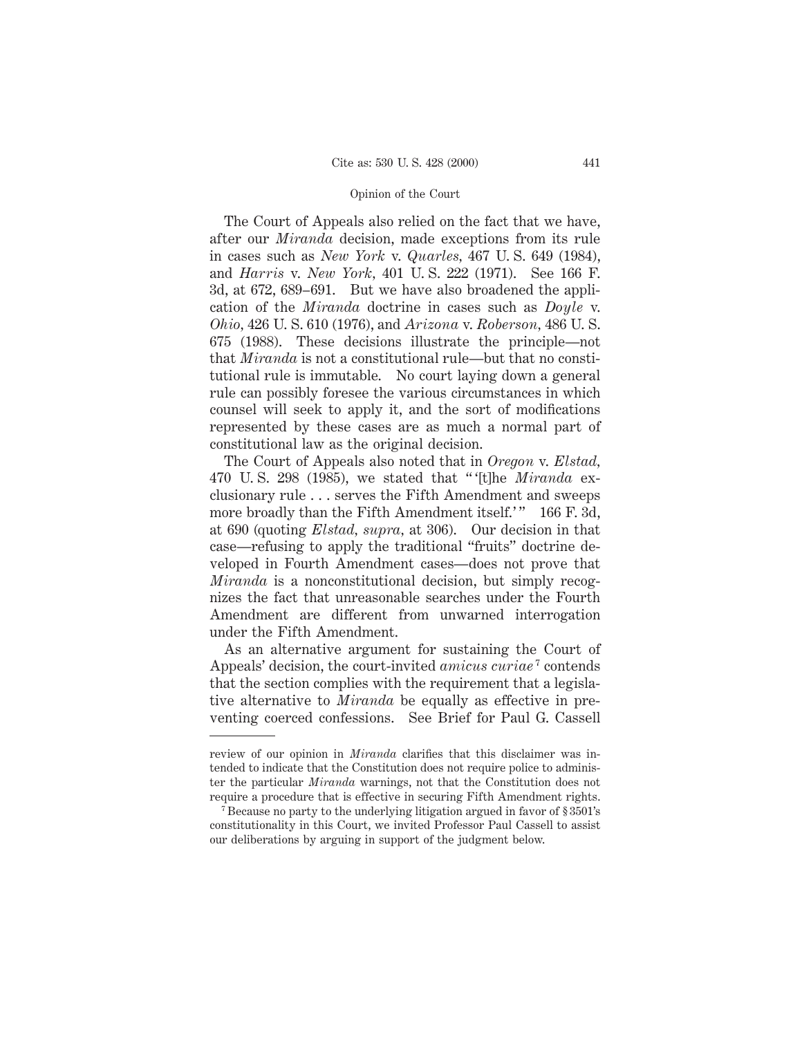The Court of Appeals also relied on the fact that we have, after our *Miranda* decision, made exceptions from its rule in cases such as *New York* v. *Quarles,* 467 U. S. 649 (1984), and *Harris* v. *New York,* 401 U. S. 222 (1971). See 166 F. 3d, at 672, 689–691. But we have also broadened the application of the *Miranda* doctrine in cases such as *Doyle* v. *Ohio,* 426 U. S. 610 (1976), and *Arizona* v. *Roberson,* 486 U. S. 675 (1988). These decisions illustrate the principle—not that *Miranda* is not a constitutional rule—but that no constitutional rule is immutable. No court laying down a general rule can possibly foresee the various circumstances in which counsel will seek to apply it, and the sort of modifications represented by these cases are as much a normal part of constitutional law as the original decision.

The Court of Appeals also noted that in *Oregon* v. *Elstad,* 470 U. S. 298 (1985), we stated that " '[t]he *Miranda* exclusionary rule . . . serves the Fifth Amendment and sweeps more broadly than the Fifth Amendment itself.' " 166 F. 3d, at 690 (quoting *Elstad, supra,* at 306). Our decision in that case—refusing to apply the traditional "fruits" doctrine developed in Fourth Amendment cases—does not prove that *Miranda* is a nonconstitutional decision, but simply recognizes the fact that unreasonable searches under the Fourth Amendment are different from unwarned interrogation under the Fifth Amendment.

As an alternative argument for sustaining the Court of Appeals' decision, the court-invited *amicus curiae*[7] contends that the section complies with the requirement that a legislative alternative to *Miranda* be equally as effective in preventing coerced confessions. See Brief for Paul G. Cassell

---

review of our opinion in *Miranda* clarifies that this disclaimer was intended to indicate that the Constitution does not require police to administer the particular *Miranda* warnings, not that the Constitution does not require a procedure that is effective in securing Fifth Amendment rights.

[7] Because no party to the underlying litigation argued in favor of § 3501's constitutionality in this Court, we invited Professor Paul Cassell to assist our deliberations by arguing in support of the judgment below.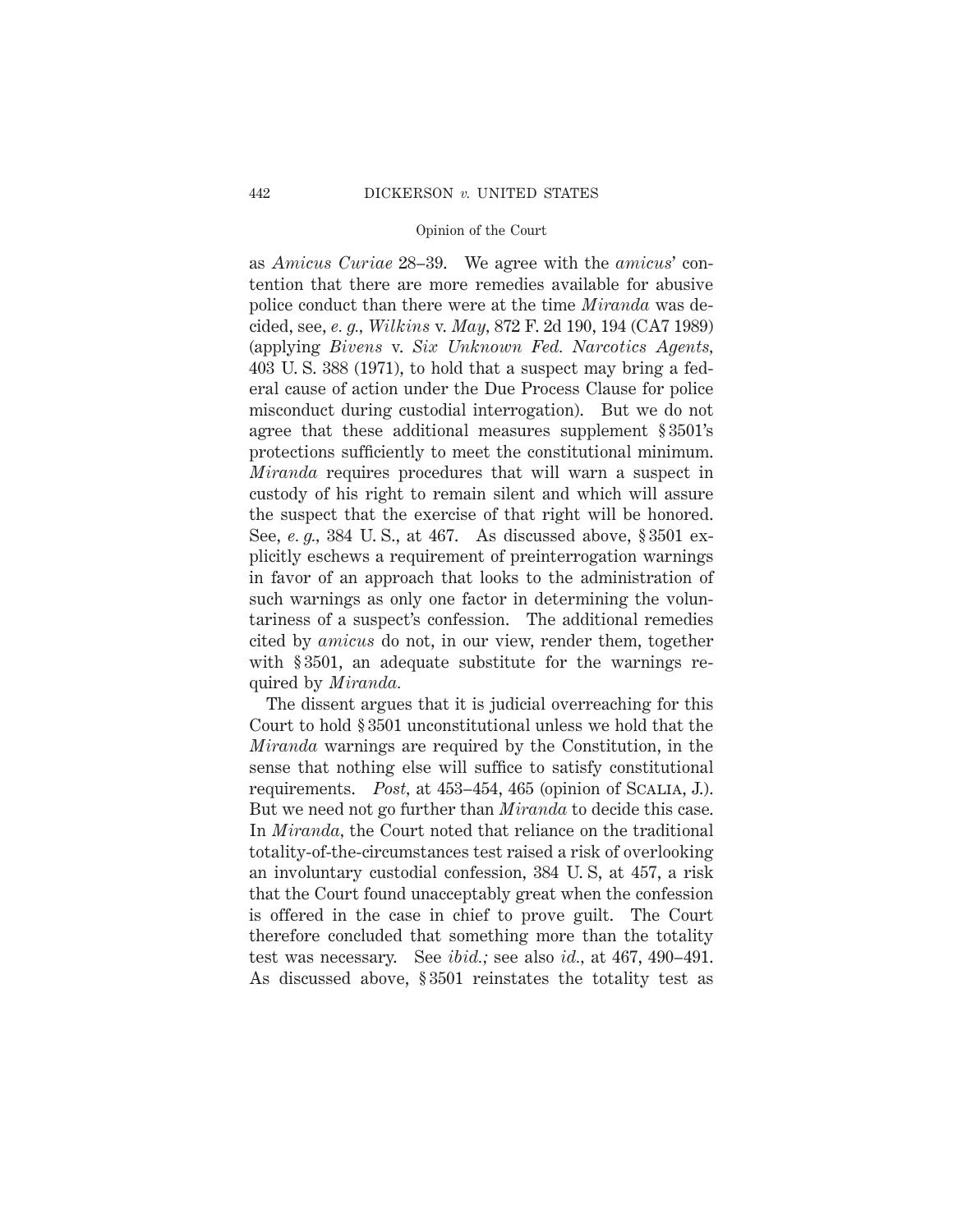as *Amicus Curiae* 28–39. We agree with the *amicus*' contention that there are more remedies available for abusive police conduct than there were at the time *Miranda* was decided, see, *e. g., Wilkins* v. *May*, 872 F. 2d 190, 194 (CA7 1989) (applying *Bivens* v. *Six Unknown Fed. Narcotics Agents*, 403 U. S. 388 (1971), to hold that a suspect may bring a federal cause of action under the Due Process Clause for police misconduct during custodial interrogation). But we do not agree that these additional measures supplement § 3501's protections sufficiently to meet the constitutional minimum. *Miranda* requires procedures that will warn a suspect in custody of his right to remain silent and which will assure the suspect that the exercise of that right will be honored. See, *e. g.,* 384 U. S., at 467. As discussed above, § 3501 explicitly eschews a requirement of preinterrogation warnings in favor of an approach that looks to the administration of such warnings as only one factor in determining the voluntariness of a suspect's confession. The additional remedies cited by *amicus* do not, in our view, render them, together with § 3501, an adequate substitute for the warnings required by *Miranda*.

The dissent argues that it is judicial overreaching for this Court to hold § 3501 unconstitutional unless we hold that the *Miranda* warnings are required by the Constitution, in the sense that nothing else will suffice to satisfy constitutional requirements. *Post*, at 453–454, 465 (opinion of SCALIA, J.). But we need not go further than *Miranda* to decide this case. In *Miranda*, the Court noted that reliance on the traditional totality-of-the-circumstances test raised a risk of overlooking an involuntary custodial confession, 384 U. S, at 457, a risk that the Court found unacceptably great when the confession is offered in the case in chief to prove guilt. The Court therefore concluded that something more than the totality test was necessary. See *ibid.;* see also *id.*, at 467, 490–491. As discussed above, § 3501 reinstates the totality test as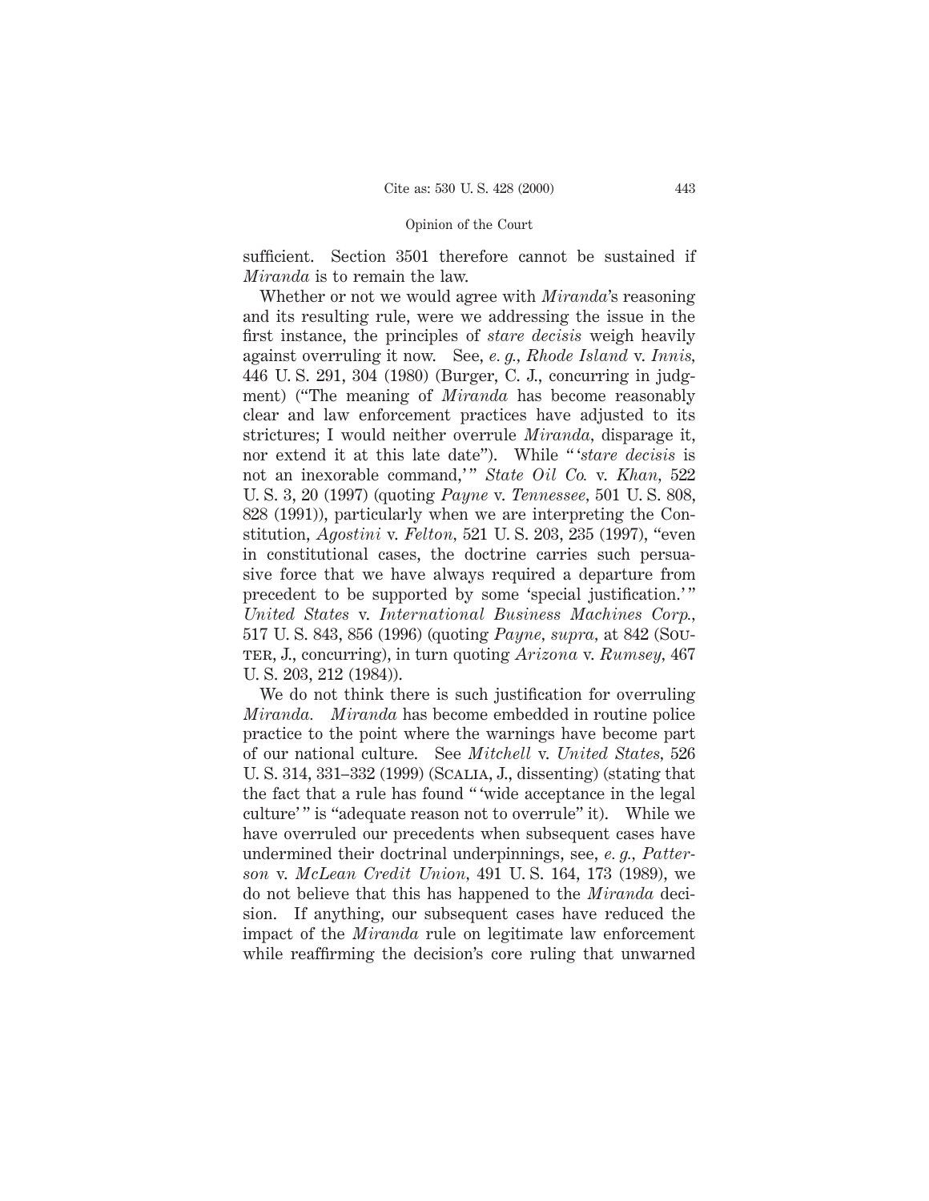sufficient. Section 3501 therefore cannot be sustained if *Miranda* is to remain the law.

Whether or not we would agree with *Miranda*'s reasoning and its resulting rule, were we addressing the issue in the first instance, the principles of *stare decisis* weigh heavily against overruling it now. See, *e. g.*, *Rhode Island* v. *Innis*, 446 U. S. 291, 304 (1980) (Burger, C. J., concurring in judgment) ("The meaning of *Miranda* has become reasonably clear and law enforcement practices have adjusted to its strictures; I would neither overrule *Miranda*, disparage it, nor extend it at this late date"). While "'*stare decisis* is not an inexorable command,'" *State Oil Co.* v. *Khan*, 522 U. S. 3, 20 (1997) (quoting *Payne* v. *Tennessee*, 501 U. S. 808, 828 (1991)), particularly when we are interpreting the Constitution, *Agostini* v. *Felton*, 521 U. S. 203, 235 (1997), "even in constitutional cases, the doctrine carries such persuasive force that we have always required a departure from precedent to be supported by some 'special justification.'" *United States* v. *International Business Machines Corp.*, 517 U. S. 843, 856 (1996) (quoting *Payne*, *supra*, at 842 (Souter, J., concurring), in turn quoting *Arizona* v. *Rumsey*, 467 U. S. 203, 212 (1984)).

We do not think there is such justification for overruling *Miranda*. *Miranda* has become embedded in routine police practice to the point where the warnings have become part of our national culture. See *Mitchell* v. *United States*, 526 U. S. 314, 331–332 (1999) (Scalia, J., dissenting) (stating that the fact that a rule has found "'wide acceptance in the legal culture'" is "adequate reason not to overrule" it). While we have overruled our precedents when subsequent cases have undermined their doctrinal underpinnings, see, *e. g.*, *Patterson* v. *McLean Credit Union*, 491 U. S. 164, 173 (1989), we do not believe that this has happened to the *Miranda* decision. If anything, our subsequent cases have reduced the impact of the *Miranda* rule on legitimate law enforcement while reaffirming the decision's core ruling that unwarned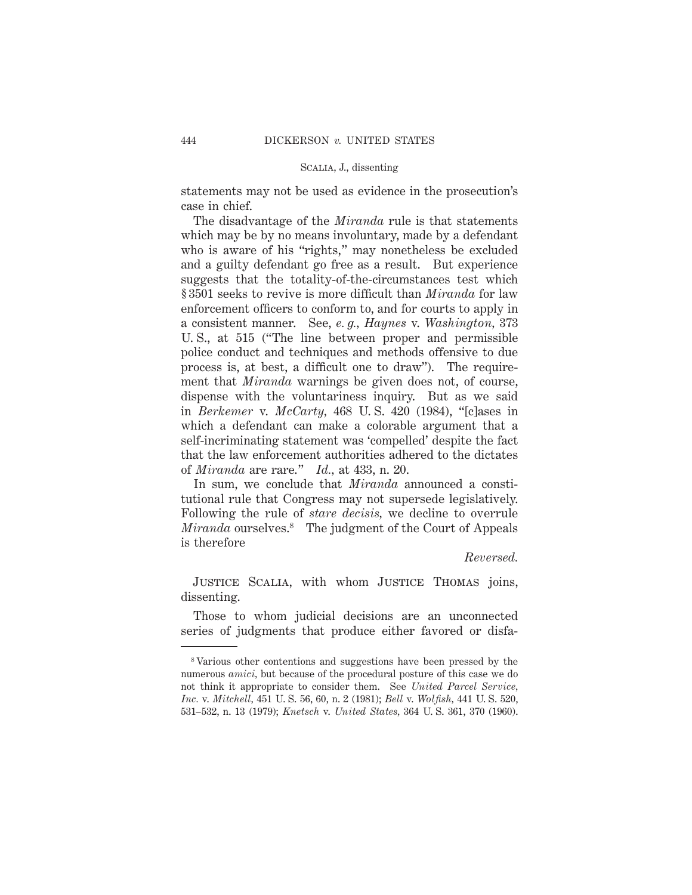statements may not be used as evidence in the prosecution's case in chief.

The disadvantage of the *Miranda* rule is that statements which may be by no means involuntary, made by a defendant who is aware of his "rights," may nonetheless be excluded and a guilty defendant go free as a result. But experience suggests that the totality-of-the-circumstances test which § 3501 seeks to revive is more difficult than *Miranda* for law enforcement officers to conform to, and for courts to apply in a consistent manner. See, *e. g.*, *Haynes* v. *Washington*, 373 U. S., at 515 ("The line between proper and permissible police conduct and techniques and methods offensive to due process is, at best, a difficult one to draw"). The requirement that *Miranda* warnings be given does not, of course, dispense with the voluntariness inquiry. But as we said in *Berkemer* v. *McCarty*, 468 U. S. 420 (1984), "[c]ases in which a defendant can make a colorable argument that a self-incriminating statement was 'compelled' despite the fact that the law enforcement authorities adhered to the dictates of *Miranda* are rare." *Id.*, at 433, n. 20.

In sum, we conclude that *Miranda* announced a constitutional rule that Congress may not supersede legislatively. Following the rule of *stare decisis*, we decline to overrule *Miranda* ourselves.[8] The judgment of the Court of Appeals is therefore

*Reversed.*

Justice Scalia, with whom Justice Thomas joins, dissenting.

Those to whom judicial decisions are an unconnected series of judgments that produce either favored or disfa-

---

[8] Various other contentions and suggestions have been pressed by the numerous *amici*, but because of the procedural posture of this case we do not think it appropriate to consider them. See *United Parcel Service, Inc.* v. *Mitchell*, 451 U. S. 56, 60, n. 2 (1981); *Bell* v. *Wolfish*, 441 U. S. 520, 531–532, n. 13 (1979); *Knetsch* v. *United States*, 364 U. S. 361, 370 (1960).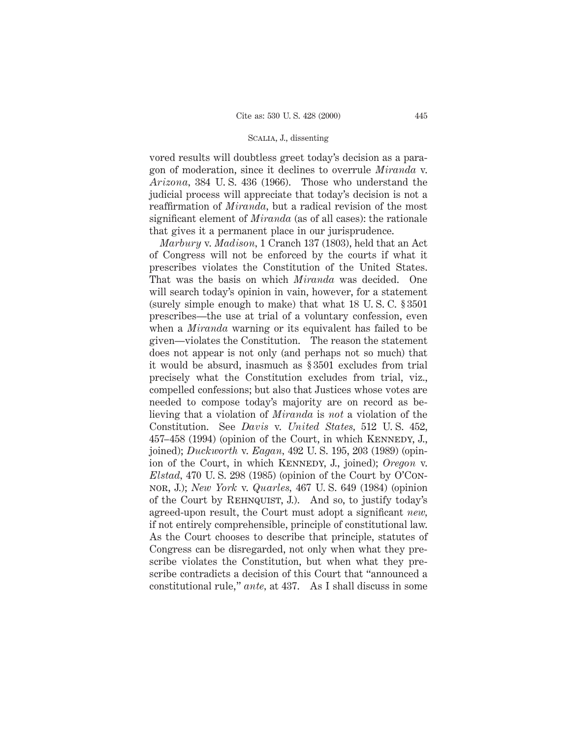vored results will doubtless greet today's decision as a paragon of moderation, since it declines to overrule *Miranda* v. *Arizona*, 384 U. S. 436 (1966). Those who understand the judicial process will appreciate that today's decision is not a reaffirmation of *Miranda*, but a radical revision of the most significant element of *Miranda* (as of all cases): the rationale that gives it a permanent place in our jurisprudence.

*Marbury* v. *Madison*, 1 Cranch 137 (1803), held that an Act of Congress will not be enforced by the courts if what it prescribes violates the Constitution of the United States. That was the basis on which *Miranda* was decided. One will search today's opinion in vain, however, for a statement (surely simple enough to make) that what 18 U. S. C. § 3501 prescribes—the use at trial of a voluntary confession, even when a *Miranda* warning or its equivalent has failed to be given—violates the Constitution. The reason the statement does not appear is not only (and perhaps not so much) that it would be absurd, inasmuch as § 3501 excludes from trial precisely what the Constitution excludes from trial, viz., compelled confessions; but also that Justices whose votes are needed to compose today's majority are on record as believing that a violation of *Miranda* is *not* a violation of the Constitution. See *Davis* v. *United States*, 512 U. S. 452, 457–458 (1994) (opinion of the Court, in which KENNEDY, J., joined); *Duckworth* v. *Eagan*, 492 U. S. 195, 203 (1989) (opinion of the Court, in which KENNEDY, J., joined); *Oregon* v. *Elstad*, 470 U. S. 298 (1985) (opinion of the Court by O'CONNOR, J.); *New York* v. *Quarles*, 467 U. S. 649 (1984) (opinion of the Court by REHNQUIST, J.). And so, to justify today's agreed-upon result, the Court must adopt a significant *new*, if not entirely comprehensible, principle of constitutional law. As the Court chooses to describe that principle, statutes of Congress can be disregarded, not only when what they prescribe violates the Constitution, but when what they prescribe contradicts a decision of this Court that "announced a constitutional rule," *ante*, at 437. As I shall discuss in some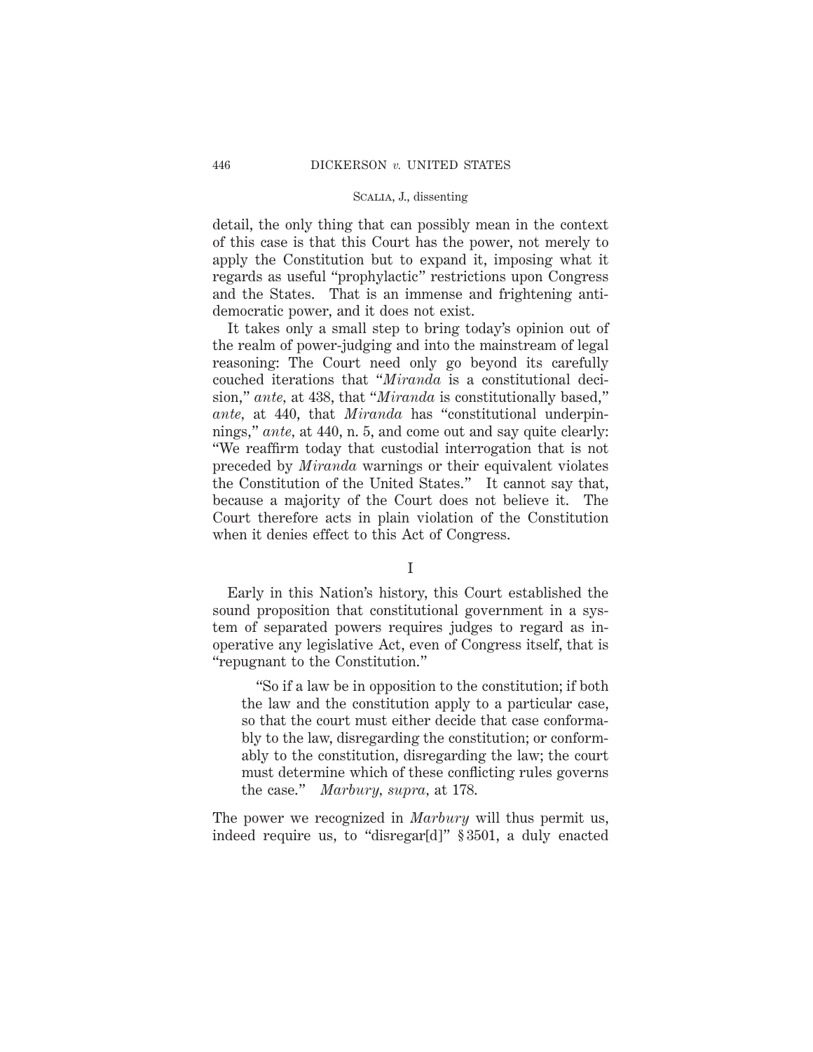detail, the only thing that can possibly mean in the context of this case is that this Court has the power, not merely to apply the Constitution but to expand it, imposing what it regards as useful "prophylactic" restrictions upon Congress and the States. That is an immense and frightening antidemocratic power, and it does not exist.

It takes only a small step to bring today's opinion out of the realm of power-judging and into the mainstream of legal reasoning: The Court need only go beyond its carefully couched iterations that "*Miranda* is a constitutional decision," *ante*, at 438, that "*Miranda* is constitutionally based," *ante*, at 440, that *Miranda* has "constitutional underpinnings," *ante*, at 440, n. 5, and come out and say quite clearly: "We reaffirm today that custodial interrogation that is not preceded by *Miranda* warnings or their equivalent violates the Constitution of the United States." It cannot say that, because a majority of the Court does not believe it. The Court therefore acts in plain violation of the Constitution when it denies effect to this Act of Congress.

## I

Early in this Nation's history, this Court established the sound proposition that constitutional government in a system of separated powers requires judges to regard as inoperative any legislative Act, even of Congress itself, that is "repugnant to the Constitution."

> "So if a law be in opposition to the constitution; if both the law and the constitution apply to a particular case, so that the court must either decide that case conformably to the law, disregarding the constitution; or conformably to the constitution, disregarding the law; the court must determine which of these conflicting rules governs the case." *Marbury, supra*, at 178.

The power we recognized in *Marbury* will thus permit us, indeed require us, to "disregar[d]" § 3501, a duly enacted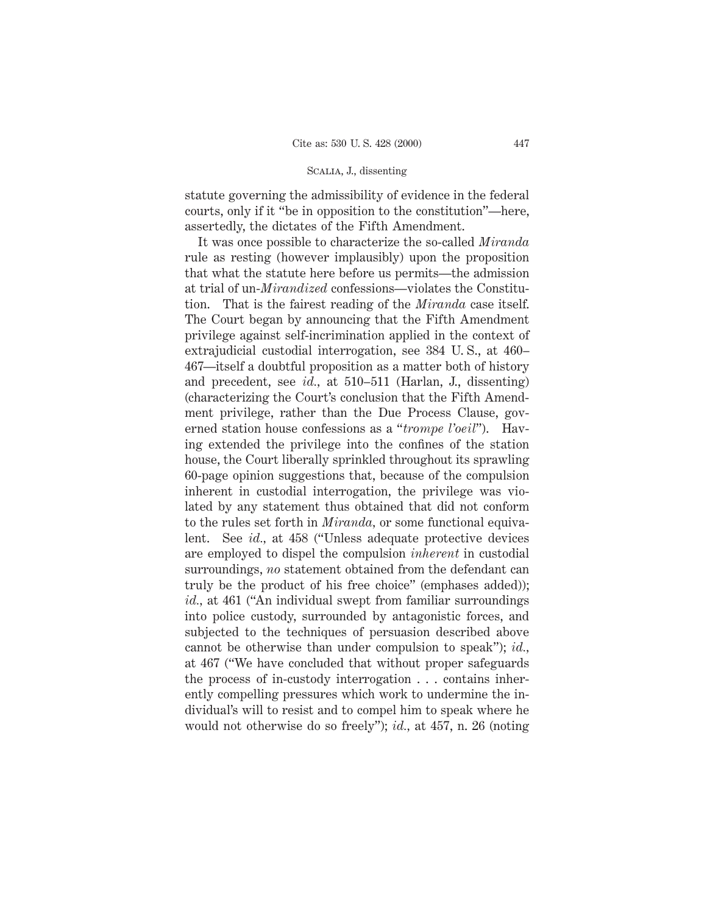statute governing the admissibility of evidence in the federal courts, only if it "be in opposition to the constitution"—here, assertedly, the dictates of the Fifth Amendment.

It was once possible to characterize the so-called *Miranda* rule as resting (however implausibly) upon the proposition that what the statute here before us permits—the admission at trial of un-*Mirandized* confessions—violates the Constitution. That is the fairest reading of the *Miranda* case itself. The Court began by announcing that the Fifth Amendment privilege against self-incrimination applied in the context of extrajudicial custodial interrogation, see 384 U. S., at 460–467—itself a doubtful proposition as a matter both of history and precedent, see *id.*, at 510–511 (Harlan, J., dissenting) (characterizing the Court's conclusion that the Fifth Amendment privilege, rather than the Due Process Clause, governed station house confessions as a "*trompe l'oeil*"). Having extended the privilege into the confines of the station house, the Court liberally sprinkled throughout its sprawling 60-page opinion suggestions that, because of the compulsion inherent in custodial interrogation, the privilege was violated by any statement thus obtained that did not conform to the rules set forth in *Miranda*, or some functional equivalent. See *id.*, at 458 ("Unless adequate protective devices are employed to dispel the compulsion *inherent* in custodial surroundings, *no* statement obtained from the defendant can truly be the product of his free choice" (emphases added)); *id.*, at 461 ("An individual swept from familiar surroundings into police custody, surrounded by antagonistic forces, and subjected to the techniques of persuasion described above cannot be otherwise than under compulsion to speak"); *id.*, at 467 ("We have concluded that without proper safeguards the process of in-custody interrogation . . . contains inherently compelling pressures which work to undermine the individual's will to resist and to compel him to speak where he would not otherwise do so freely"); *id.*, at 457, n. 26 (noting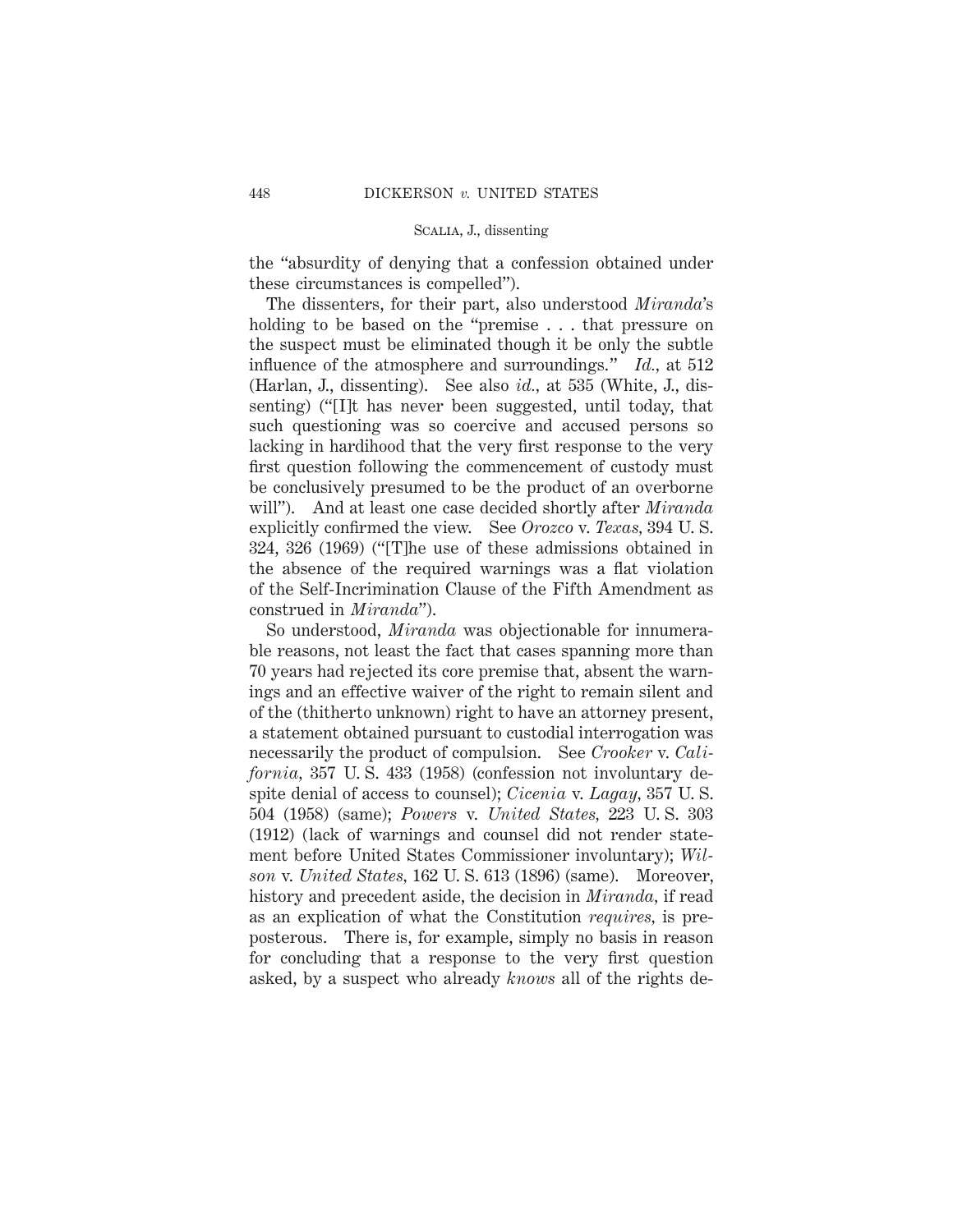the "absurdity of denying that a confession obtained under these circumstances is compelled").

The dissenters, for their part, also understood *Miranda*'s holding to be based on the "premise . . . that pressure on the suspect must be eliminated though it be only the subtle influence of the atmosphere and surroundings." *Id.*, at 512 (Harlan, J., dissenting). See also *id.*, at 535 (White, J., dissenting) ("[I]t has never been suggested, until today, that such questioning was so coercive and accused persons so lacking in hardihood that the very first response to the very first question following the commencement of custody must be conclusively presumed to be the product of an overborne will"). And at least one case decided shortly after *Miranda* explicitly confirmed the view. See *Orozco* v. *Texas*, 394 U. S. 324, 326 (1969) ("[T]he use of these admissions obtained in the absence of the required warnings was a flat violation of the Self-Incrimination Clause of the Fifth Amendment as construed in *Miranda*").

So understood, *Miranda* was objectionable for innumerable reasons, not least the fact that cases spanning more than 70 years had rejected its core premise that, absent the warnings and an effective waiver of the right to remain silent and of the (thitherto unknown) right to have an attorney present, a statement obtained pursuant to custodial interrogation was necessarily the product of compulsion. See *Crooker* v. *California*, 357 U. S. 433 (1958) (confession not involuntary despite denial of access to counsel); *Cicenia* v. *Lagay*, 357 U. S. 504 (1958) (same); *Powers* v. *United States*, 223 U. S. 303 (1912) (lack of warnings and counsel did not render statement before United States Commissioner involuntary); *Wilson* v. *United States*, 162 U. S. 613 (1896) (same). Moreover, history and precedent aside, the decision in *Miranda*, if read as an explication of what the Constitution *requires*, is preposterous. There is, for example, simply no basis in reason for concluding that a response to the very first question asked, by a suspect who already *knows* all of the rights de-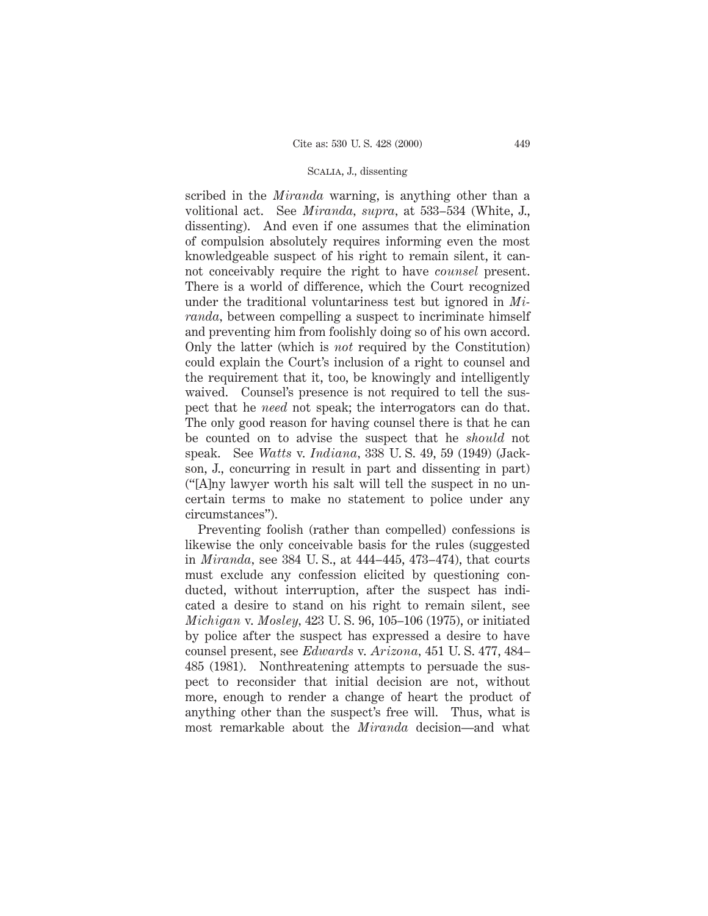scribed in the *Miranda* warning, is anything other than a volitional act. See *Miranda*, *supra*, at 533–534 (White, J., dissenting). And even if one assumes that the elimination of compulsion absolutely requires informing even the most knowledgeable suspect of his right to remain silent, it cannot conceivably require the right to have *counsel* present. There is a world of difference, which the Court recognized under the traditional voluntariness test but ignored in *Miranda*, between compelling a suspect to incriminate himself and preventing him from foolishly doing so of his own accord. Only the latter (which is *not* required by the Constitution) could explain the Court's inclusion of a right to counsel and the requirement that it, too, be knowingly and intelligently waived. Counsel's presence is not required to tell the suspect that he *need* not speak; the interrogators can do that. The only good reason for having counsel there is that he can be counted on to advise the suspect that he *should* not speak. See *Watts* v. *Indiana*, 338 U. S. 49, 59 (1949) (Jackson, J., concurring in result in part and dissenting in part) ("[A]ny lawyer worth his salt will tell the suspect in no uncertain terms to make no statement to police under any circumstances").

Preventing foolish (rather than compelled) confessions is likewise the only conceivable basis for the rules (suggested in *Miranda*, see 384 U. S., at 444–445, 473–474), that courts must exclude any confession elicited by questioning conducted, without interruption, after the suspect has indicated a desire to stand on his right to remain silent, see *Michigan* v. *Mosley*, 423 U. S. 96, 105–106 (1975), or initiated by police after the suspect has expressed a desire to have counsel present, see *Edwards* v. *Arizona*, 451 U. S. 477, 484–485 (1981). Nonthreatening attempts to persuade the suspect to reconsider that initial decision are not, without more, enough to render a change of heart the product of anything other than the suspect's free will. Thus, what is most remarkable about the *Miranda* decision—and what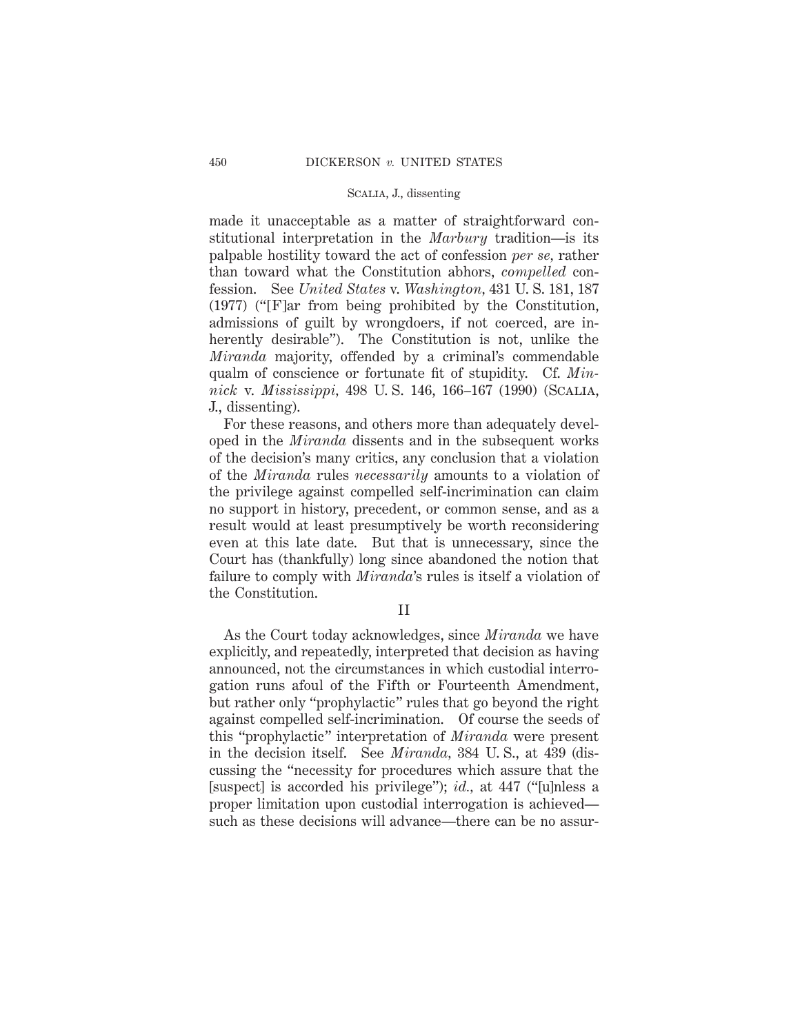made it unacceptable as a matter of straightforward constitutional interpretation in the *Marbury* tradition—is its palpable hostility toward the act of confession *per se*, rather than toward what the Constitution abhors, *compelled* confession. See *United States* v. *Washington*, 431 U. S. 181, 187 (1977) ("[F]ar from being prohibited by the Constitution, admissions of guilt by wrongdoers, if not coerced, are inherently desirable"). The Constitution is not, unlike the *Miranda* majority, offended by a criminal's commendable qualm of conscience or fortunate fit of stupidity. Cf. *Minnick* v. *Mississippi*, 498 U. S. 146, 166–167 (1990) (SCALIA, J., dissenting).

For these reasons, and others more than adequately developed in the *Miranda* dissents and in the subsequent works of the decision's many critics, any conclusion that a violation of the *Miranda* rules *necessarily* amounts to a violation of the privilege against compelled self-incrimination can claim no support in history, precedent, or common sense, and as a result would at least presumptively be worth reconsidering even at this late date. But that is unnecessary, since the Court has (thankfully) long since abandoned the notion that failure to comply with *Miranda*'s rules is itself a violation of the Constitution.

## II

As the Court today acknowledges, since *Miranda* we have explicitly, and repeatedly, interpreted that decision as having announced, not the circumstances in which custodial interrogation runs afoul of the Fifth or Fourteenth Amendment, but rather only "prophylactic" rules that go beyond the right against compelled self-incrimination. Of course the seeds of this "prophylactic" interpretation of *Miranda* were present in the decision itself. See *Miranda*, 384 U. S., at 439 (discussing the "necessity for procedures which assure that the [suspect] is accorded his privilege"); *id.*, at 447 ("[u]nless a proper limitation upon custodial interrogation is achieved—such as these decisions will advance—there can be no assur-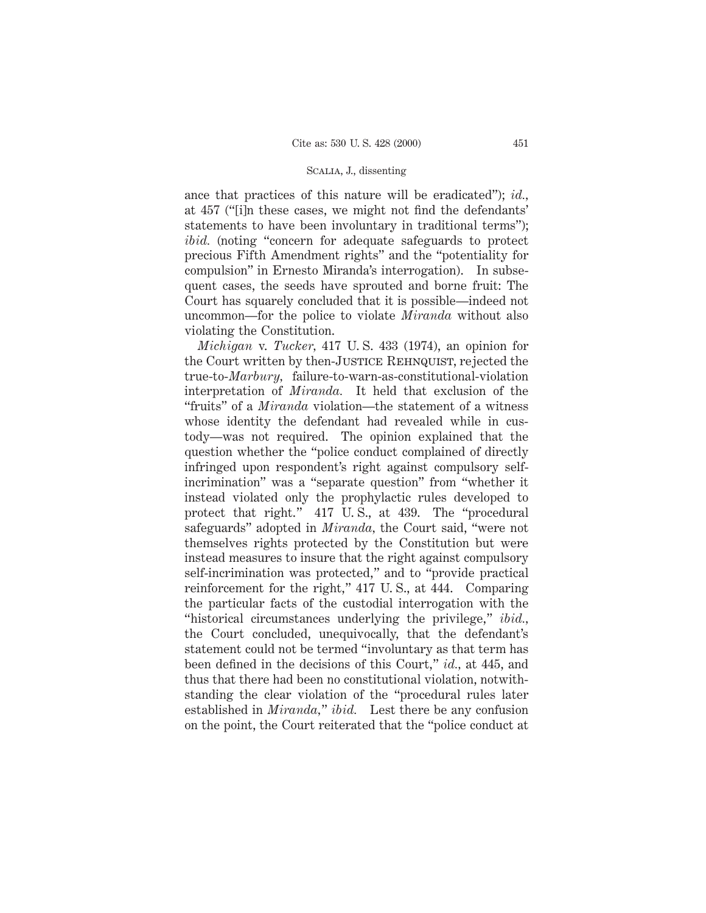ance that practices of this nature will be eradicated"); *id.*, at 457 ("[i]n these cases, we might not find the defendants' statements to have been involuntary in traditional terms"); *ibid.* (noting "concern for adequate safeguards to protect precious Fifth Amendment rights" and the "potentiality for compulsion" in Ernesto Miranda's interrogation). In subsequent cases, the seeds have sprouted and borne fruit: The Court has squarely concluded that it is possible—indeed not uncommon—for the police to violate *Miranda* without also violating the Constitution.

*Michigan* v. *Tucker*, 417 U. S. 433 (1974), an opinion for the Court written by then-Justice Rehnquist, rejected the true-to-*Marbury*, failure-to-warn-as-constitutional-violation interpretation of *Miranda*. It held that exclusion of the "fruits" of a *Miranda* violation—the statement of a witness whose identity the defendant had revealed while in custody—was not required. The opinion explained that the question whether the "police conduct complained of directly infringed upon respondent's right against compulsory self-incrimination" was a "separate question" from "whether it instead violated only the prophylactic rules developed to protect that right." 417 U. S., at 439. The "procedural safeguards" adopted in *Miranda*, the Court said, "were not themselves rights protected by the Constitution but were instead measures to insure that the right against compulsory self-incrimination was protected," and to "provide practical reinforcement for the right," 417 U. S., at 444. Comparing the particular facts of the custodial interrogation with the "historical circumstances underlying the privilege," *ibid.*, the Court concluded, unequivocally, that the defendant's statement could not be termed "involuntary as that term has been defined in the decisions of this Court," *id.*, at 445, and thus that there had been no constitutional violation, notwithstanding the clear violation of the "procedural rules later established in *Miranda*," *ibid.* Lest there be any confusion on the point, the Court reiterated that the "police conduct at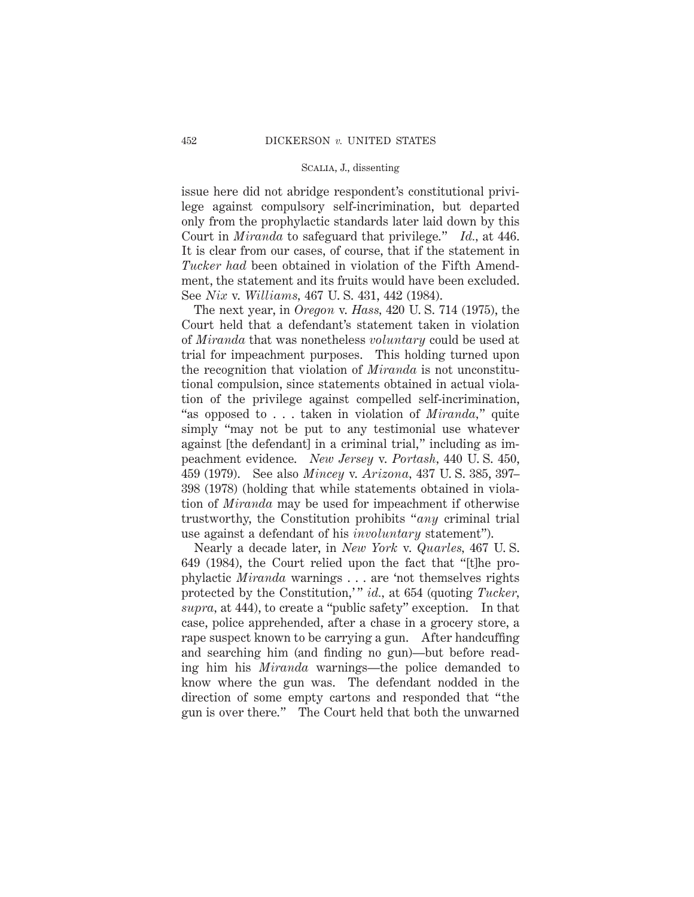issue here did not abridge respondent's constitutional privilege against compulsory self-incrimination, but departed only from the prophylactic standards later laid down by this Court in *Miranda* to safeguard that privilege." *Id.*, at 446. It is clear from our cases, of course, that if the statement in *Tucker had* been obtained in violation of the Fifth Amendment, the statement and its fruits would have been excluded. See *Nix* v. *Williams*, 467 U. S. 431, 442 (1984).

The next year, in *Oregon* v. *Hass*, 420 U. S. 714 (1975), the Court held that a defendant's statement taken in violation of *Miranda* that was nonetheless *voluntary* could be used at trial for impeachment purposes. This holding turned upon the recognition that violation of *Miranda* is not unconstitutional compulsion, since statements obtained in actual violation of the privilege against compelled self-incrimination, "as opposed to . . . taken in violation of *Miranda*," quite simply "may not be put to any testimonial use whatever against [the defendant] in a criminal trial," including as impeachment evidence. *New Jersey* v. *Portash*, 440 U. S. 450, 459 (1979). See also *Mincey* v. *Arizona*, 437 U. S. 385, 397–398 (1978) (holding that while statements obtained in violation of *Miranda* may be used for impeachment if otherwise trustworthy, the Constitution prohibits "*any* criminal trial use against a defendant of his *involuntary* statement").

Nearly a decade later, in *New York* v. *Quarles*, 467 U. S. 649 (1984), the Court relied upon the fact that "[t]he prophylactic *Miranda* warnings . . . are 'not themselves rights protected by the Constitution,'" *id.*, at 654 (quoting *Tucker*, *supra*, at 444), to create a "public safety" exception. In that case, police apprehended, after a chase in a grocery store, a rape suspect known to be carrying a gun. After handcuffing and searching him (and finding no gun)—but before reading him his *Miranda* warnings—the police demanded to know where the gun was. The defendant nodded in the direction of some empty cartons and responded that "the gun is over there." The Court held that both the unwarned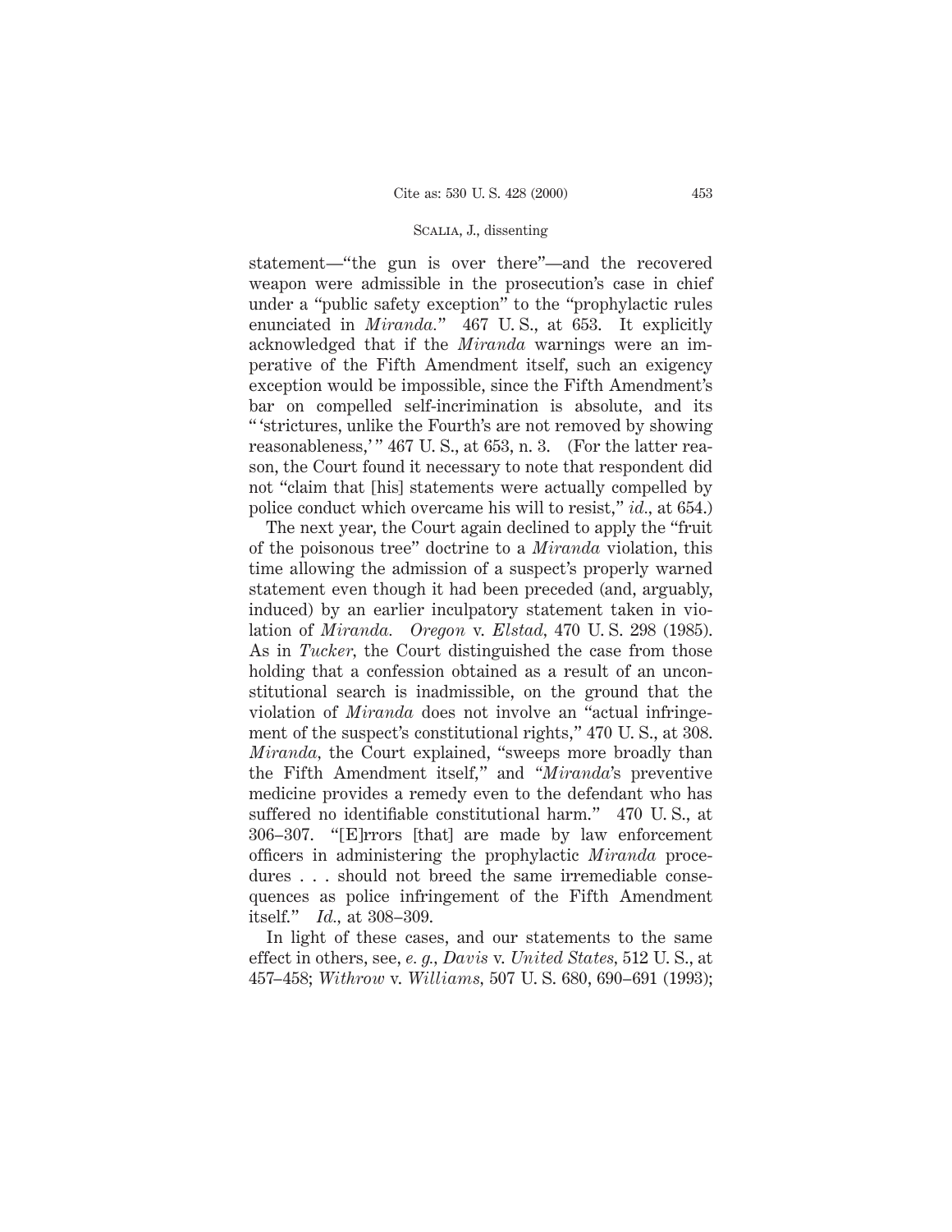statement—"the gun is over there"—and the recovered weapon were admissible in the prosecution's case in chief under a "public safety exception" to the "prophylactic rules enunciated in *Miranda.*" 467 U. S., at 653. It explicitly acknowledged that if the *Miranda* warnings were an imperative of the Fifth Amendment itself, such an exigency exception would be impossible, since the Fifth Amendment's bar on compelled self-incrimination is absolute, and its " 'strictures, unlike the Fourth's are not removed by showing reasonableness,' " 467 U. S., at 653, n. 3. (For the latter reason, the Court found it necessary to note that respondent did not "claim that [his] statements were actually compelled by police conduct which overcame his will to resist," *id.*, at 654.)

The next year, the Court again declined to apply the "fruit of the poisonous tree" doctrine to a *Miranda* violation, this time allowing the admission of a suspect's properly warned statement even though it had been preceded (and, arguably, induced) by an earlier inculpatory statement taken in violation of *Miranda*. *Oregon* v. *Elstad*, 470 U. S. 298 (1985). As in *Tucker*, the Court distinguished the case from those holding that a confession obtained as a result of an unconstitutional search is inadmissible, on the ground that the violation of *Miranda* does not involve an "actual infringement of the suspect's constitutional rights," 470 U. S., at 308. *Miranda*, the Court explained, "sweeps more broadly than the Fifth Amendment itself," and "*Miranda*'s preventive medicine provides a remedy even to the defendant who has suffered no identifiable constitutional harm." 470 U. S., at 306–307. "[E]rrors [that] are made by law enforcement officers in administering the prophylactic *Miranda* procedures . . . should not breed the same irremediable consequences as police infringement of the Fifth Amendment itself." *Id.*, at 308–309.

In light of these cases, and our statements to the same effect in others, see, *e. g.*, *Davis* v. *United States*, 512 U. S., at 457–458; *Withrow* v. *Williams*, 507 U. S. 680, 690–691 (1993);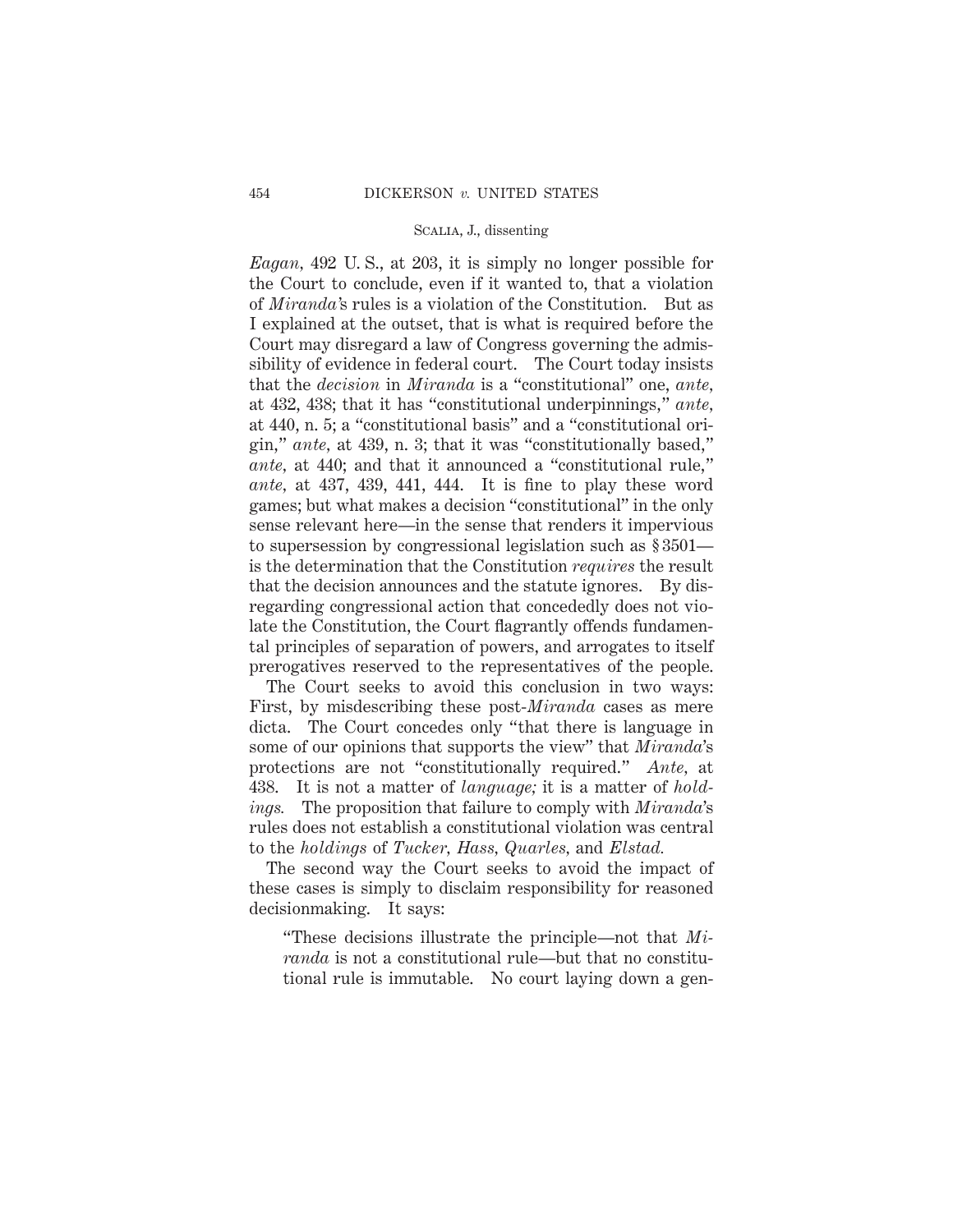*Eagan*, 492 U. S., at 203, it is simply no longer possible for the Court to conclude, even if it wanted to, that a violation of *Miranda's* rules is a violation of the Constitution. But as I explained at the outset, that is what is required before the Court may disregard a law of Congress governing the admissibility of evidence in federal court. The Court today insists that the *decision* in *Miranda* is a "constitutional" one, *ante*, at 432, 438; that it has "constitutional underpinnings," *ante*, at 440, n. 5; a "constitutional basis" and a "constitutional origin," *ante*, at 439, n. 3; that it was "constitutionally based," *ante*, at 440; and that it announced a "constitutional rule," *ante*, at 437, 439, 441, 444. It is fine to play these word games; but what makes a decision "constitutional" in the only sense relevant here—in the sense that renders it impervious to supersession by congressional legislation such as § 3501—is the determination that the Constitution *requires* the result that the decision announces and the statute ignores. By disregarding congressional action that concededly does not violate the Constitution, the Court flagrantly offends fundamental principles of separation of powers, and arrogates to itself prerogatives reserved to the representatives of the people.

The Court seeks to avoid this conclusion in two ways: First, by misdescribing these post-*Miranda* cases as mere dicta. The Court concedes only "that there is language in some of our opinions that supports the view" that *Miranda*'s protections are not "constitutionally required." *Ante*, at 438. It is not a matter of *language;* it is a matter of *holdings.* The proposition that failure to comply with *Miranda*'s rules does not establish a constitutional violation was central to the *holdings* of *Tucker*, *Hass*, *Quarles*, and *Elstad.*

The second way the Court seeks to avoid the impact of these cases is simply to disclaim responsibility for reasoned decisionmaking. It says:

> "These decisions illustrate the principle—not that *Miranda* is not a constitutional rule—but that no constitutional rule is immutable. No court laying down a gen-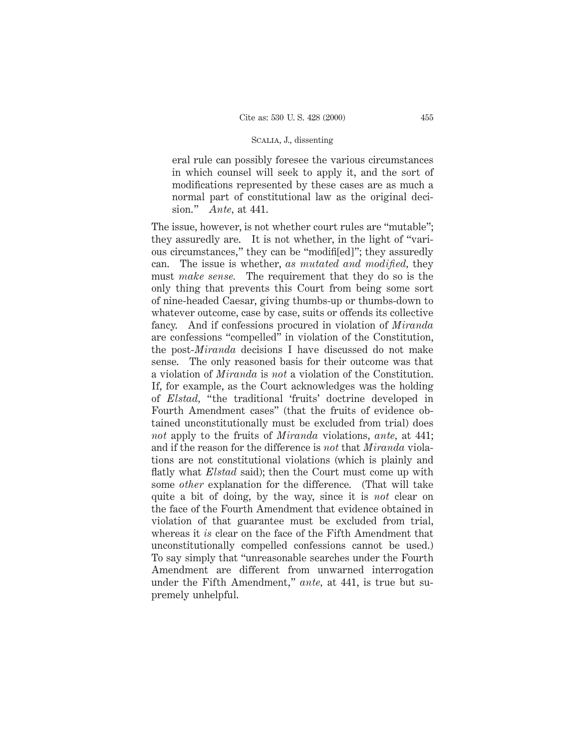> eral rule can possibly foresee the various circumstances in which counsel will seek to apply it, and the sort of modifications represented by these cases are as much a normal part of constitutional law as the original decision." *Ante*, at 441.

The issue, however, is not whether court rules are "mutable"; they assuredly are. It is not whether, in the light of "various circumstances," they can be "modifi[ed]"; they assuredly can. The issue is whether, *as mutated and modified*, they must *make sense.* The requirement that they do so is the only thing that prevents this Court from being some sort of nine-headed Caesar, giving thumbs-up or thumbs-down to whatever outcome, case by case, suits or offends its collective fancy. And if confessions procured in violation of *Miranda* are confessions "compelled" in violation of the Constitution, the post-*Miranda* decisions I have discussed do not make sense. The only reasoned basis for their outcome was that a violation of *Miranda* is *not* a violation of the Constitution. If, for example, as the Court acknowledges was the holding of *Elstad*, "the traditional 'fruits' doctrine developed in Fourth Amendment cases" (that the fruits of evidence obtained unconstitutionally must be excluded from trial) does *not* apply to the fruits of *Miranda* violations, *ante*, at 441; and if the reason for the difference is *not* that *Miranda* violations are not constitutional violations (which is plainly and flatly what *Elstad* said); then the Court must come up with some *other* explanation for the difference. (That will take quite a bit of doing, by the way, since it is *not* clear on the face of the Fourth Amendment that evidence obtained in violation of that guarantee must be excluded from trial, whereas it *is* clear on the face of the Fifth Amendment that unconstitutionally compelled confessions cannot be used.) To say simply that "unreasonable searches under the Fourth Amendment are different from unwarned interrogation under the Fifth Amendment," *ante*, at 441, is true but supremely unhelpful.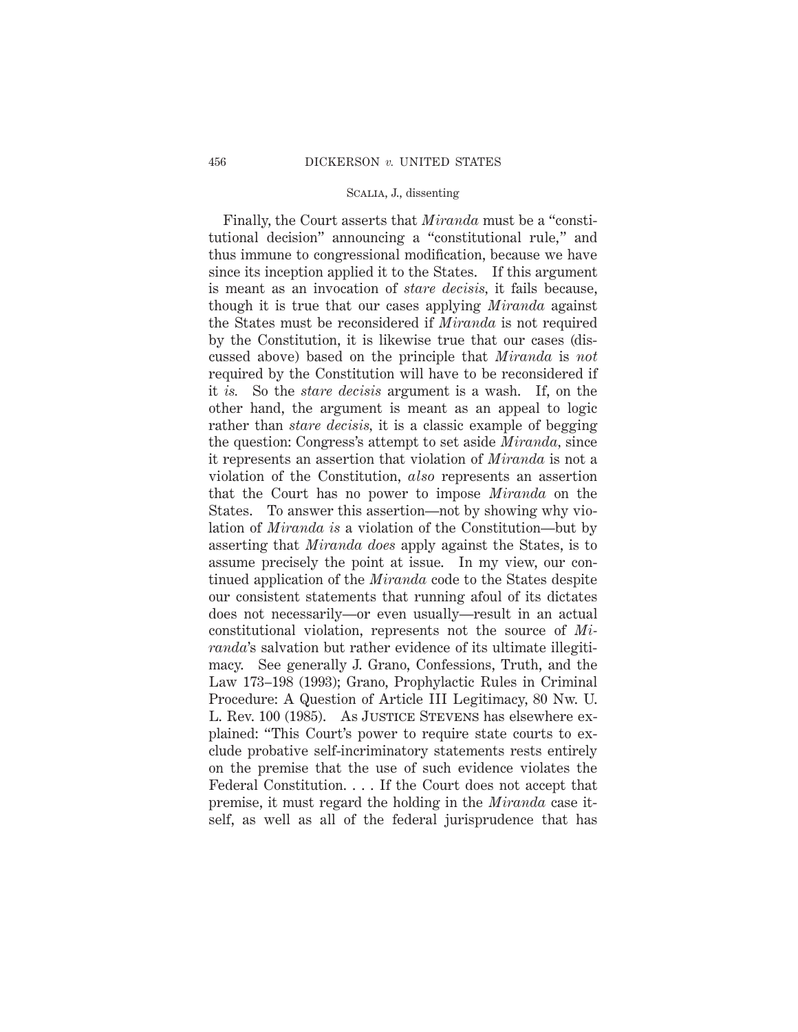Finally, the Court asserts that *Miranda* must be a "constitutional decision" announcing a "constitutional rule," and thus immune to congressional modification, because we have since its inception applied it to the States. If this argument is meant as an invocation of *stare decisis*, it fails because, though it is true that our cases applying *Miranda* against the States must be reconsidered if *Miranda* is not required by the Constitution, it is likewise true that our cases (discussed above) based on the principle that *Miranda* is *not* required by the Constitution will have to be reconsidered if it *is*. So the *stare decisis* argument is a wash. If, on the other hand, the argument is meant as an appeal to logic rather than *stare decisis*, it is a classic example of begging the question: Congress's attempt to set aside *Miranda*, since it represents an assertion that violation of *Miranda* is not a violation of the Constitution, *also* represents an assertion that the Court has no power to impose *Miranda* on the States. To answer this assertion—not by showing why violation of *Miranda is* a violation of the Constitution—but by asserting that *Miranda does* apply against the States, is to assume precisely the point at issue. In my view, our continued application of the *Miranda* code to the States despite our consistent statements that running afoul of its dictates does not necessarily—or even usually—result in an actual constitutional violation, represents not the source of *Miranda*'s salvation but rather evidence of its ultimate illegitimacy. See generally J. Grano, Confessions, Truth, and the Law 173–198 (1993); Grano, Prophylactic Rules in Criminal Procedure: A Question of Article III Legitimacy, 80 Nw. U. L. Rev. 100 (1985). As JUSTICE STEVENS has elsewhere explained: "This Court's power to require state courts to exclude probative self-incriminatory statements rests entirely on the premise that the use of such evidence violates the Federal Constitution. . . . If the Court does not accept that premise, it must regard the holding in the *Miranda* case itself, as well as all of the federal jurisprudence that has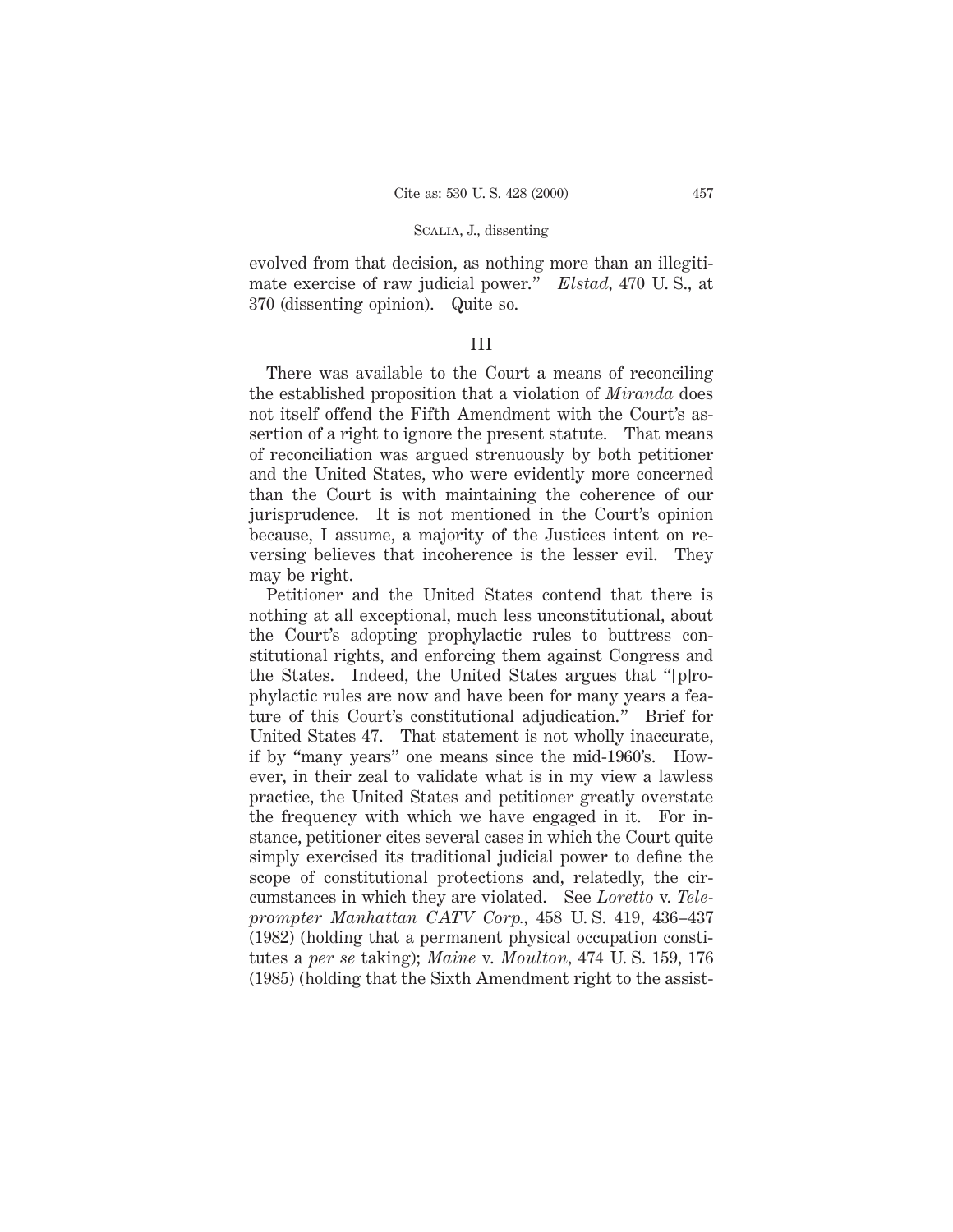evolved from that decision, as nothing more than an illegitimate exercise of raw judicial power." *Elstad*, 470 U. S., at 370 (dissenting opinion). Quite so.

## III

There was available to the Court a means of reconciling the established proposition that a violation of *Miranda* does not itself offend the Fifth Amendment with the Court's assertion of a right to ignore the present statute. That means of reconciliation was argued strenuously by both petitioner and the United States, who were evidently more concerned than the Court is with maintaining the coherence of our jurisprudence. It is not mentioned in the Court's opinion because, I assume, a majority of the Justices intent on reversing believes that incoherence is the lesser evil. They may be right.

Petitioner and the United States contend that there is nothing at all exceptional, much less unconstitutional, about the Court's adopting prophylactic rules to buttress constitutional rights, and enforcing them against Congress and the States. Indeed, the United States argues that "[p]rophylactic rules are now and have been for many years a feature of this Court's constitutional adjudication." Brief for United States 47. That statement is not wholly inaccurate, if by "many years" one means since the mid-1960's. However, in their zeal to validate what is in my view a lawless practice, the United States and petitioner greatly overstate the frequency with which we have engaged in it. For instance, petitioner cites several cases in which the Court quite simply exercised its traditional judicial power to define the scope of constitutional protections and, relatedly, the circumstances in which they are violated. See *Loretto* v. *Teleprompter Manhattan CATV Corp.*, 458 U. S. 419, 436–437 (1982) (holding that a permanent physical occupation constitutes a *per se* taking); *Maine* v. *Moulton*, 474 U. S. 159, 176 (1985) (holding that the Sixth Amendment right to the assist-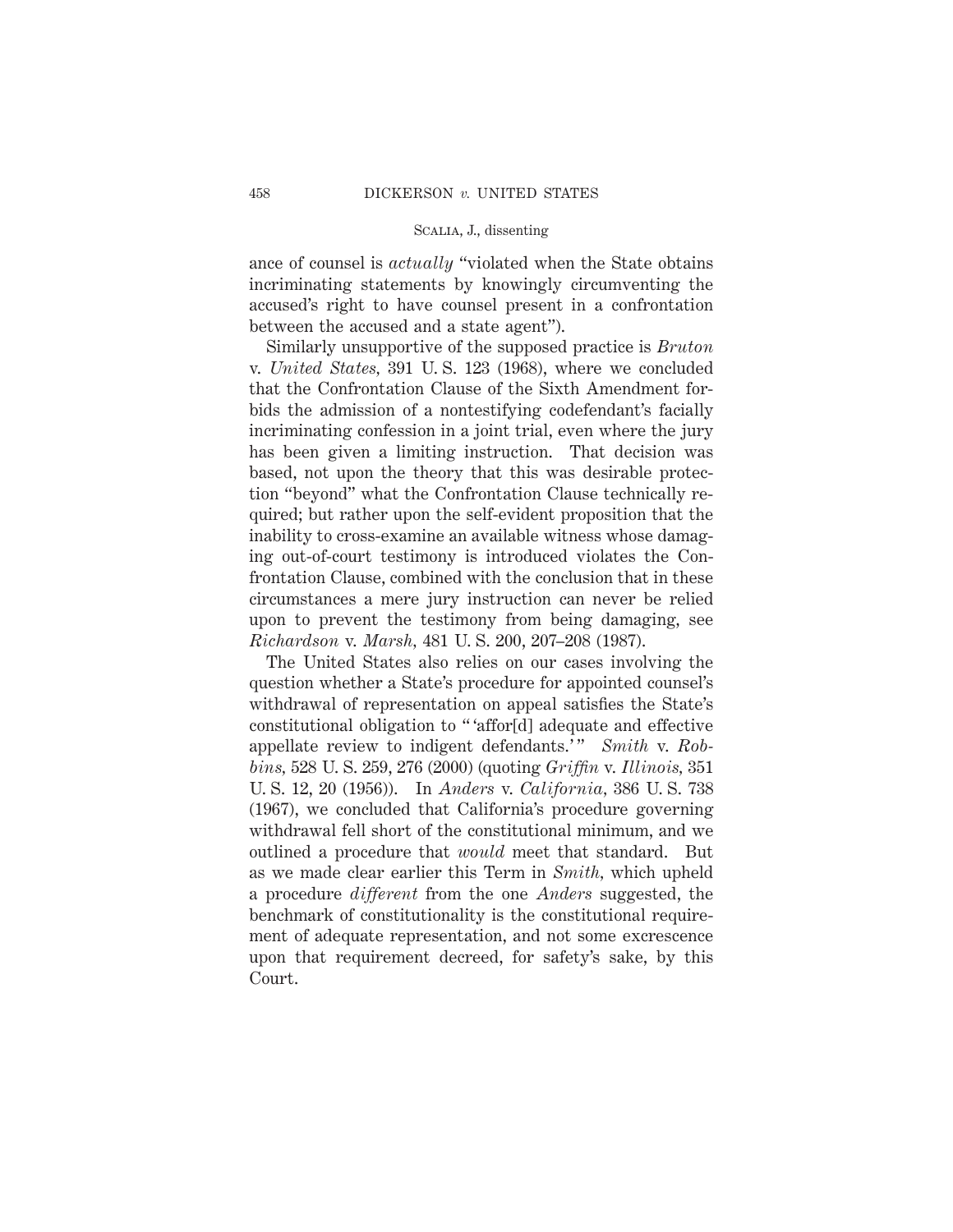ance of counsel is *actually* "violated when the State obtains incriminating statements by knowingly circumventing the accused's right to have counsel present in a confrontation between the accused and a state agent").

Similarly unsupportive of the supposed practice is *Bruton* v. *United States*, 391 U. S. 123 (1968), where we concluded that the Confrontation Clause of the Sixth Amendment forbids the admission of a nontestifying codefendant's facially incriminating confession in a joint trial, even where the jury has been given a limiting instruction. That decision was based, not upon the theory that this was desirable protection "beyond" what the Confrontation Clause technically required; but rather upon the self-evident proposition that the inability to cross-examine an available witness whose damaging out-of-court testimony is introduced violates the Confrontation Clause, combined with the conclusion that in these circumstances a mere jury instruction can never be relied upon to prevent the testimony from being damaging, see *Richardson* v. *Marsh*, 481 U. S. 200, 207–208 (1987).

The United States also relies on our cases involving the question whether a State's procedure for appointed counsel's withdrawal of representation on appeal satisfies the State's constitutional obligation to "'affor[d] adequate and effective appellate review to indigent defendants.'" *Smith* v. *Robbins*, 528 U. S. 259, 276 (2000) (quoting *Griffin* v. *Illinois*, 351 U. S. 12, 20 (1956)). In *Anders* v. *California*, 386 U. S. 738 (1967), we concluded that California's procedure governing withdrawal fell short of the constitutional minimum, and we outlined a procedure that *would* meet that standard. But as we made clear earlier this Term in *Smith*, which upheld a procedure *different* from the one *Anders* suggested, the benchmark of constitutionality is the constitutional requirement of adequate representation, and not some excrescence upon that requirement decreed, for safety's sake, by this Court.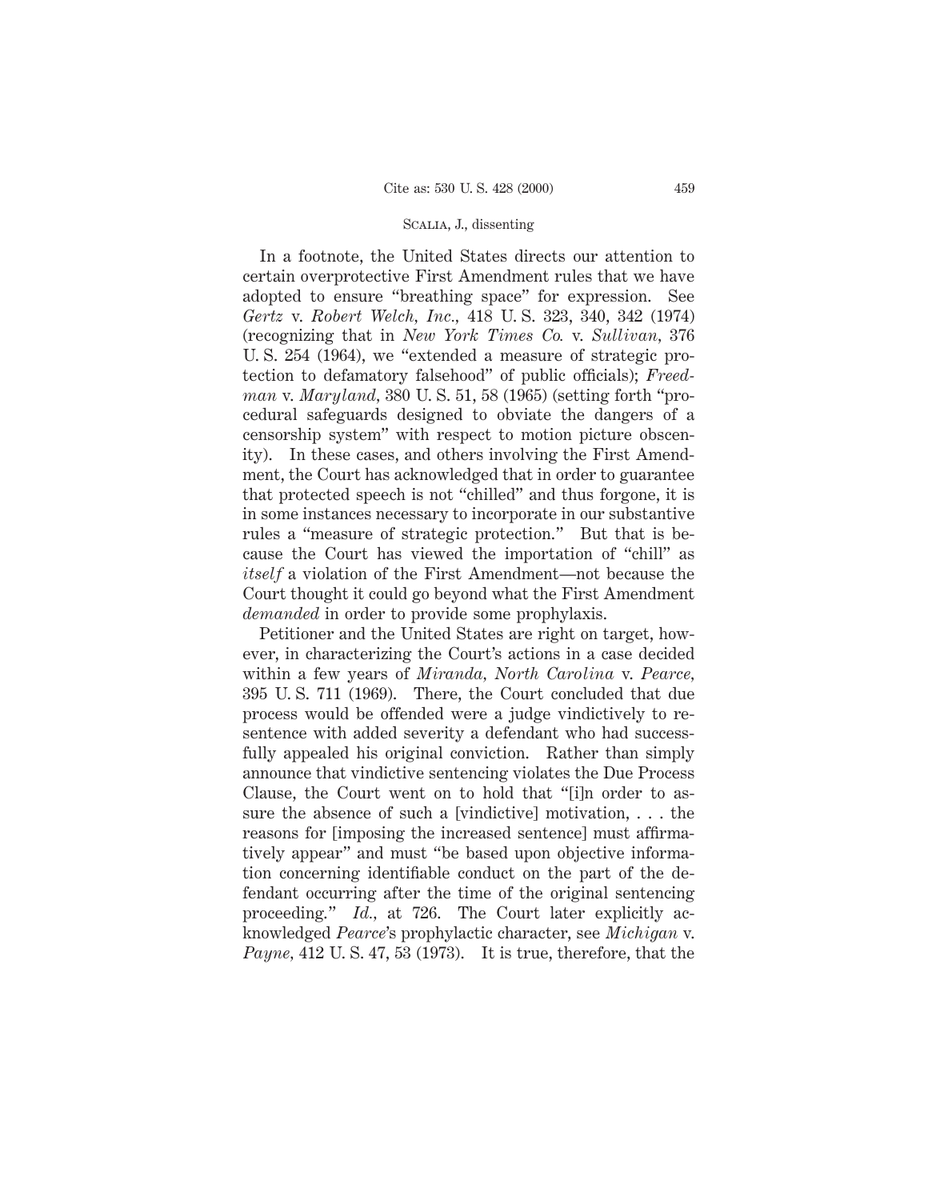In a footnote, the United States directs our attention to certain overprotective First Amendment rules that we have adopted to ensure "breathing space" for expression. See *Gertz* v. *Robert Welch, Inc.,* 418 U. S. 323, 340, 342 (1974) (recognizing that in *New York Times Co.* v. *Sullivan,* 376 U. S. 254 (1964), we "extended a measure of strategic protection to defamatory falsehood" of public officials); *Freedman* v. *Maryland,* 380 U. S. 51, 58 (1965) (setting forth "procedural safeguards designed to obviate the dangers of a censorship system" with respect to motion picture obscenity). In these cases, and others involving the First Amendment, the Court has acknowledged that in order to guarantee that protected speech is not "chilled" and thus forgone, it is in some instances necessary to incorporate in our substantive rules a "measure of strategic protection." But that is because the Court has viewed the importation of "chill" as *itself* a violation of the First Amendment—not because the Court thought it could go beyond what the First Amendment *demanded* in order to provide some prophylaxis.

Petitioner and the United States are right on target, however, in characterizing the Court's actions in a case decided within a few years of *Miranda, North Carolina* v. *Pearce,* 395 U. S. 711 (1969). There, the Court concluded that due process would be offended were a judge vindictively to resentence with added severity a defendant who had successfully appealed his original conviction. Rather than simply announce that vindictive sentencing violates the Due Process Clause, the Court went on to hold that "[i]n order to assure the absence of such a [vindictive] motivation, . . . the reasons for [imposing the increased sentence] must affirmatively appear" and must "be based upon objective information concerning identifiable conduct on the part of the defendant occurring after the time of the original sentencing proceeding." *Id.,* at 726. The Court later explicitly acknowledged *Pearce*'s prophylactic character, see *Michigan* v. *Payne,* 412 U. S. 47, 53 (1973). It is true, therefore, that the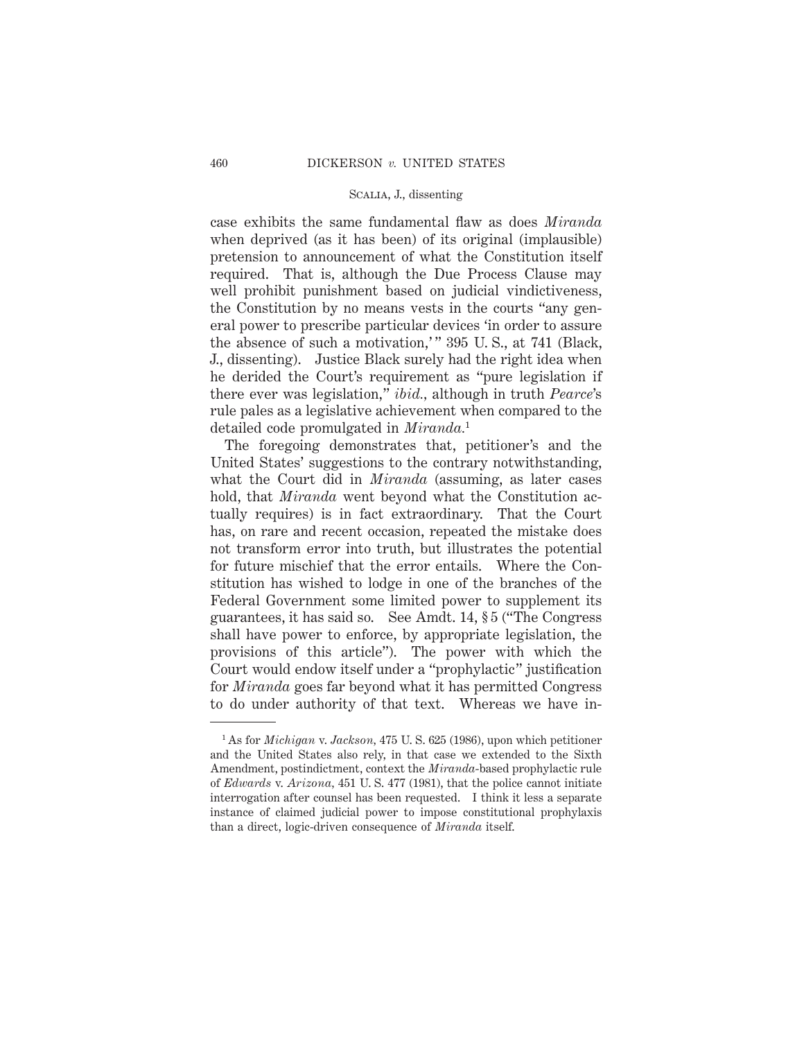case exhibits the same fundamental flaw as does *Miranda* when deprived (as it has been) of its original (implausible) pretension to announcement of what the Constitution itself required. That is, although the Due Process Clause may well prohibit punishment based on judicial vindictiveness, the Constitution by no means vests in the courts "any general power to prescribe particular devices 'in order to assure the absence of such a motivation,'" 395 U. S., at 741 (Black, J., dissenting). Justice Black surely had the right idea when he derided the Court's requirement as "pure legislation if there ever was legislation," *ibid.*, although in truth *Pearce*'s rule pales as a legislative achievement when compared to the detailed code promulgated in *Miranda*.[1]

The foregoing demonstrates that, petitioner's and the United States' suggestions to the contrary notwithstanding, what the Court did in *Miranda* (assuming, as later cases hold, that *Miranda* went beyond what the Constitution actually requires) is in fact extraordinary. That the Court has, on rare and recent occasion, repeated the mistake does not transform error into truth, but illustrates the potential for future mischief that the error entails. Where the Constitution has wished to lodge in one of the branches of the Federal Government some limited power to supplement its guarantees, it has said so. See Amdt. 14, § 5 ("The Congress shall have power to enforce, by appropriate legislation, the provisions of this article"). The power with which the Court would endow itself under a "prophylactic" justification for *Miranda* goes far beyond what it has permitted Congress to do under authority of that text. Whereas we have in-

---

[1] As for *Michigan* v. *Jackson*, 475 U. S. 625 (1986), upon which petitioner and the United States also rely, in that case we extended to the Sixth Amendment, postindictment, context the *Miranda*-based prophylactic rule of *Edwards* v. *Arizona*, 451 U. S. 477 (1981), that the police cannot initiate interrogation after counsel has been requested. I think it less a separate instance of claimed judicial power to impose constitutional prophylaxis than a direct, logic-driven consequence of *Miranda* itself.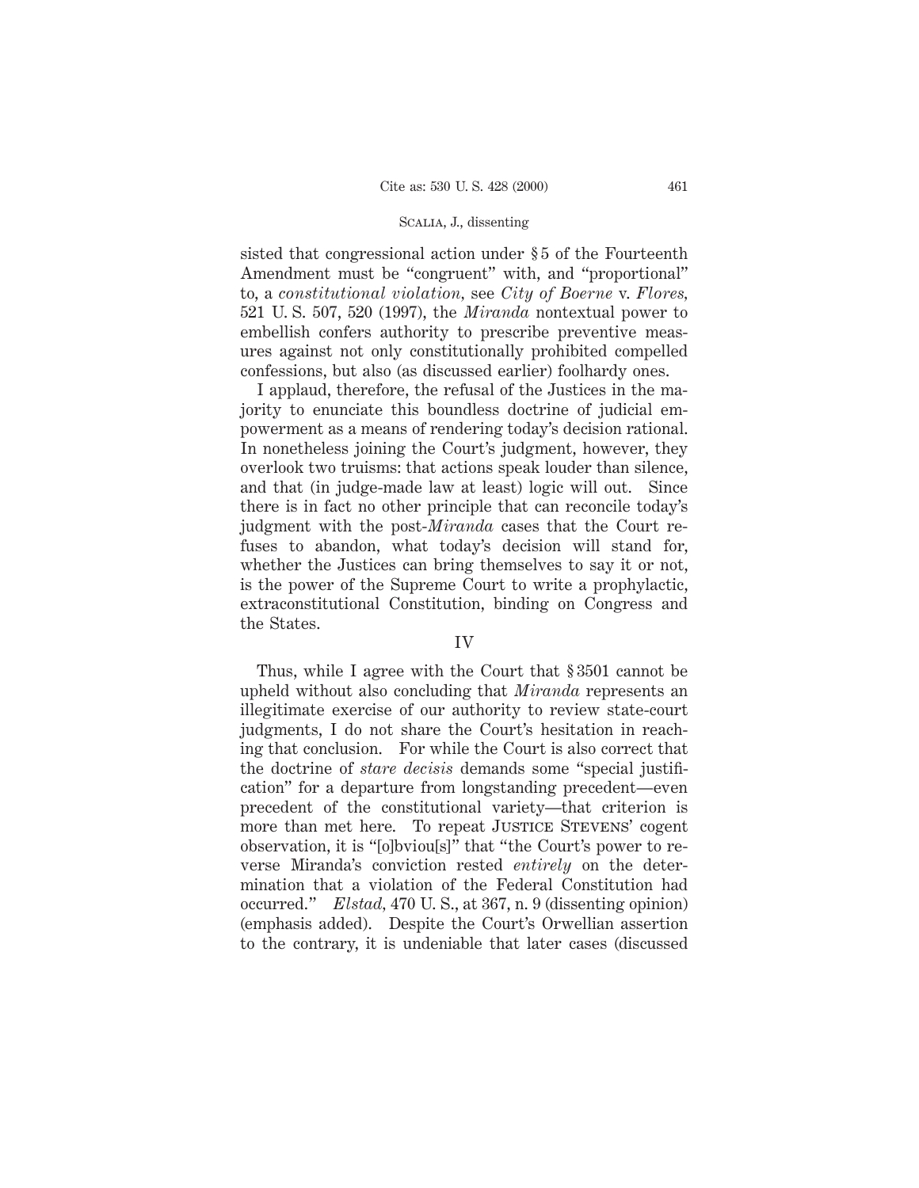sisted that congressional action under §5 of the Fourteenth Amendment must be "congruent" with, and "proportional" to, a *constitutional violation,* see *City of Boerne* v. *Flores,* 521 U. S. 507, 520 (1997), the *Miranda* nontextual power to embellish confers authority to prescribe preventive measures against not only constitutionally prohibited compelled confessions, but also (as discussed earlier) foolhardy ones.

I applaud, therefore, the refusal of the Justices in the majority to enunciate this boundless doctrine of judicial empowerment as a means of rendering today's decision rational. In nonetheless joining the Court's judgment, however, they overlook two truisms: that actions speak louder than silence, and that (in judge-made law at least) logic will out. Since there is in fact no other principle that can reconcile today's judgment with the post-*Miranda* cases that the Court refuses to abandon, what today's decision will stand for, whether the Justices can bring themselves to say it or not, is the power of the Supreme Court to write a prophylactic, extraconstitutional Constitution, binding on Congress and the States.

## IV

Thus, while I agree with the Court that §3501 cannot be upheld without also concluding that *Miranda* represents an illegitimate exercise of our authority to review state-court judgments, I do not share the Court's hesitation in reaching that conclusion. For while the Court is also correct that the doctrine of *stare decisis* demands some "special justification" for a departure from longstanding precedent—even precedent of the constitutional variety—that criterion is more than met here. To repeat JUSTICE STEVENS' cogent observation, it is "[o]bviou[s]" that "the Court's power to reverse Miranda's conviction rested *entirely* on the determination that a violation of the Federal Constitution had occurred." *Elstad,* 470 U. S., at 367, n. 9 (dissenting opinion) (emphasis added). Despite the Court's Orwellian assertion to the contrary, it is undeniable that later cases (discussed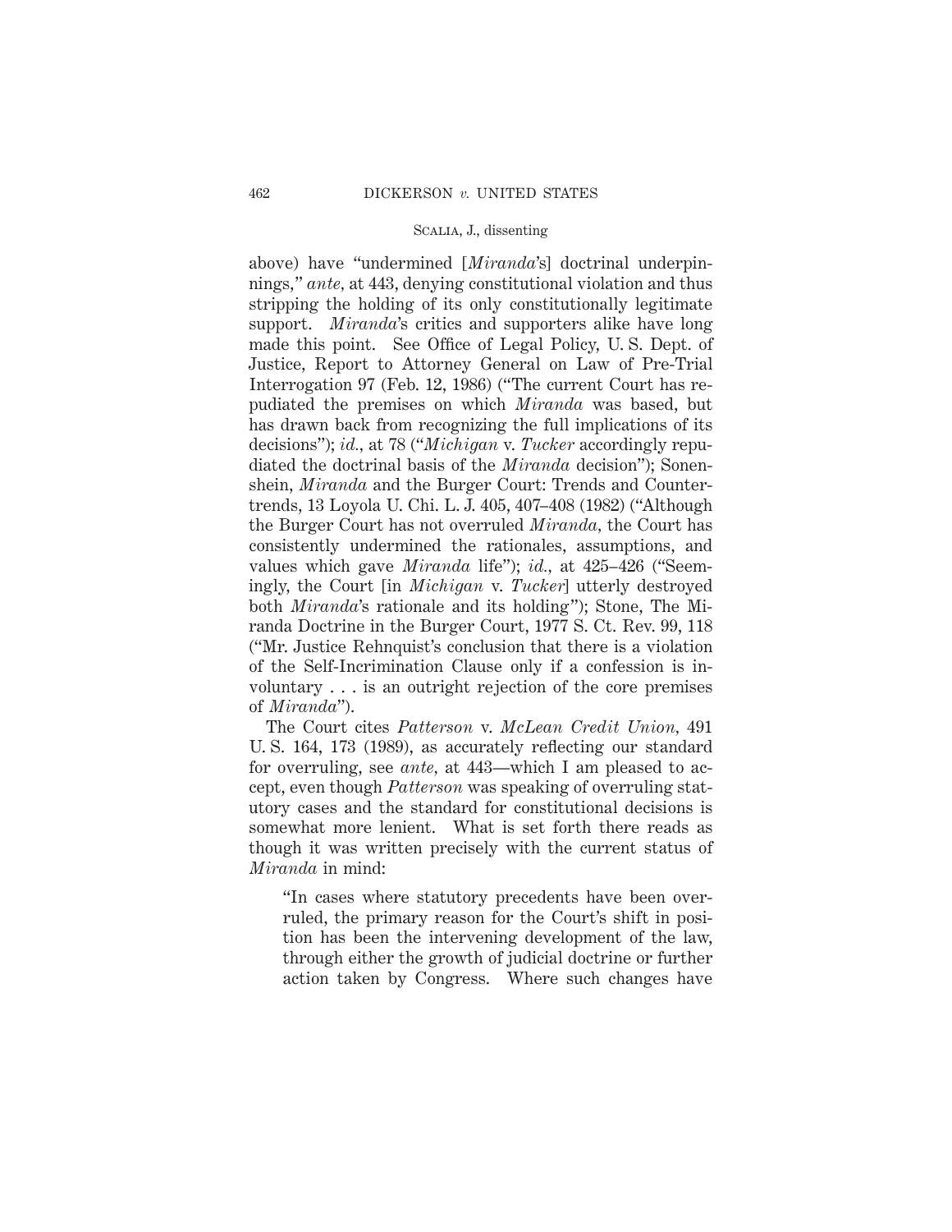above) have "undermined [*Miranda*'s] doctrinal underpinnings," *ante*, at 443, denying constitutional violation and thus stripping the holding of its only constitutionally legitimate support. *Miranda*'s critics and supporters alike have long made this point. See Office of Legal Policy, U. S. Dept. of Justice, Report to Attorney General on Law of Pre-Trial Interrogation 97 (Feb. 12, 1986) ("The current Court has repudiated the premises on which *Miranda* was based, but has drawn back from recognizing the full implications of its decisions"); *id.*, at 78 ("*Michigan* v. *Tucker* accordingly repudiated the doctrinal basis of the *Miranda* decision"); Sonenshein, *Miranda* and the Burger Court: Trends and Countertrends, 13 Loyola U. Chi. L. J. 405, 407–408 (1982) ("Although the Burger Court has not overruled *Miranda*, the Court has consistently undermined the rationales, assumptions, and values which gave *Miranda* life"); *id.*, at 425–426 ("Seemingly, the Court [in *Michigan* v. *Tucker*] utterly destroyed both *Miranda*'s rationale and its holding"); Stone, The Miranda Doctrine in the Burger Court, 1977 S. Ct. Rev. 99, 118 ("Mr. Justice Rehnquist's conclusion that there is a violation of the Self-Incrimination Clause only if a confession is involuntary . . . is an outright rejection of the core premises of *Miranda*").

The Court cites *Patterson* v. *McLean Credit Union*, 491 U. S. 164, 173 (1989), as accurately reflecting our standard for overruling, see *ante*, at 443—which I am pleased to accept, even though *Patterson* was speaking of overruling statutory cases and the standard for constitutional decisions is somewhat more lenient. What is set forth there reads as though it was written precisely with the current status of *Miranda* in mind:

> "In cases where statutory precedents have been overruled, the primary reason for the Court's shift in position has been the intervening development of the law, through either the growth of judicial doctrine or further action taken by Congress. Where such changes have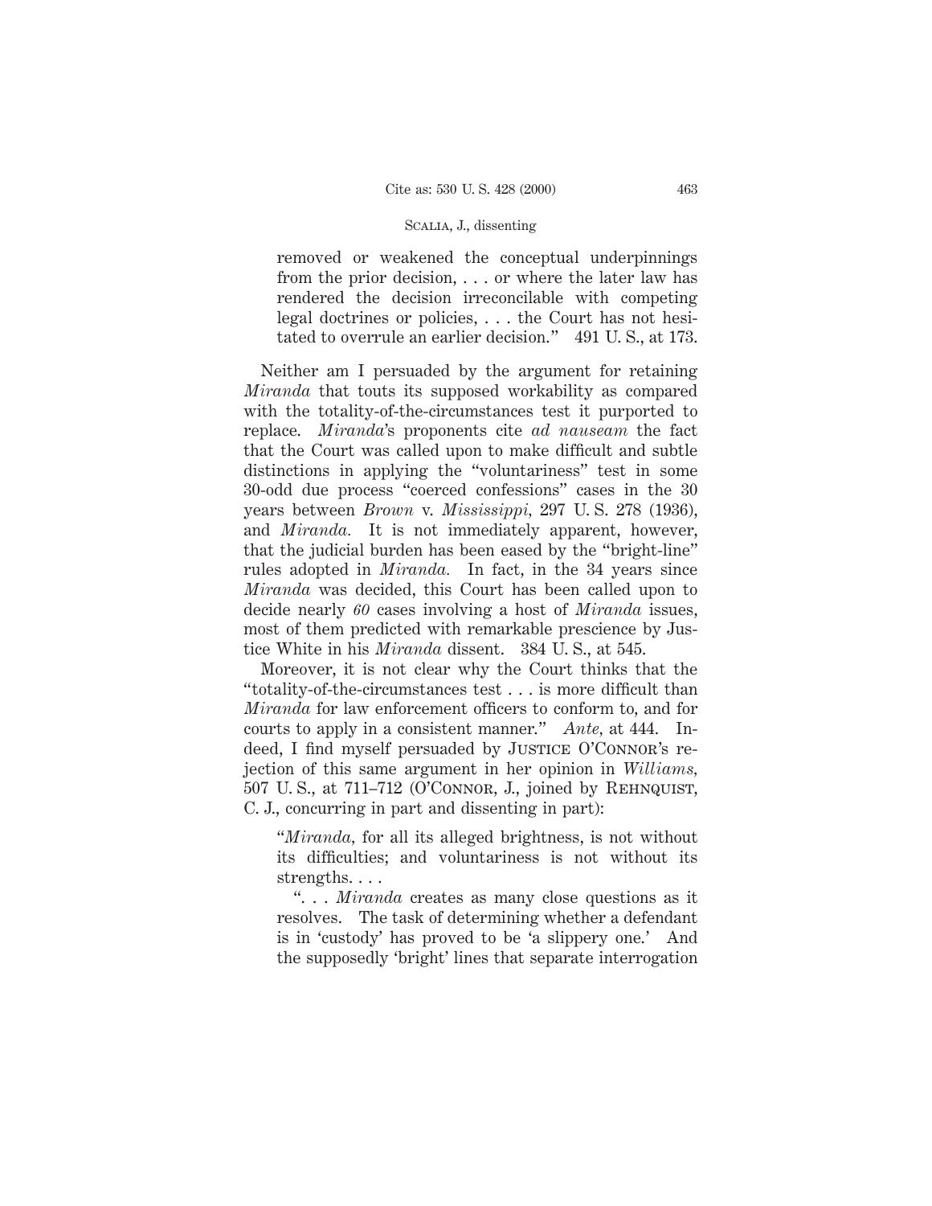removed or weakened the conceptual underpinnings from the prior decision, . . . or where the later law has rendered the decision irreconcilable with competing legal doctrines or policies, . . . the Court has not hesitated to overrule an earlier decision." 491 U. S., at 173.

Neither am I persuaded by the argument for retaining *Miranda* that touts its supposed workability as compared with the totality-of-the-circumstances test it purported to replace. *Miranda*'s proponents cite *ad nauseam* the fact that the Court was called upon to make difficult and subtle distinctions in applying the "voluntariness" test in some 30-odd due process "coerced confessions" cases in the 30 years between *Brown* v. *Mississippi*, 297 U. S. 278 (1936), and *Miranda*. It is not immediately apparent, however, that the judicial burden has been eased by the "bright-line" rules adopted in *Miranda*. In fact, in the 34 years since *Miranda* was decided, this Court has been called upon to decide nearly *60* cases involving a host of *Miranda* issues, most of them predicted with remarkable prescience by Justice White in his *Miranda* dissent. 384 U. S., at 545.

Moreover, it is not clear why the Court thinks that the "totality-of-the-circumstances test . . . is more difficult than *Miranda* for law enforcement officers to conform to, and for courts to apply in a consistent manner." *Ante*, at 444. Indeed, I find myself persuaded by Justice O'Connor's rejection of this same argument in her opinion in *Williams*, 507 U. S., at 711–712 (O'Connor, J., joined by Rehnquist, C. J., concurring in part and dissenting in part):

"*Miranda*, for all its alleged brightness, is not without its difficulties; and voluntariness is not without its strengths. . . .

". . . *Miranda* creates as many close questions as it resolves. The task of determining whether a defendant is in 'custody' has proved to be 'a slippery one.' And the supposedly 'bright' lines that separate interrogation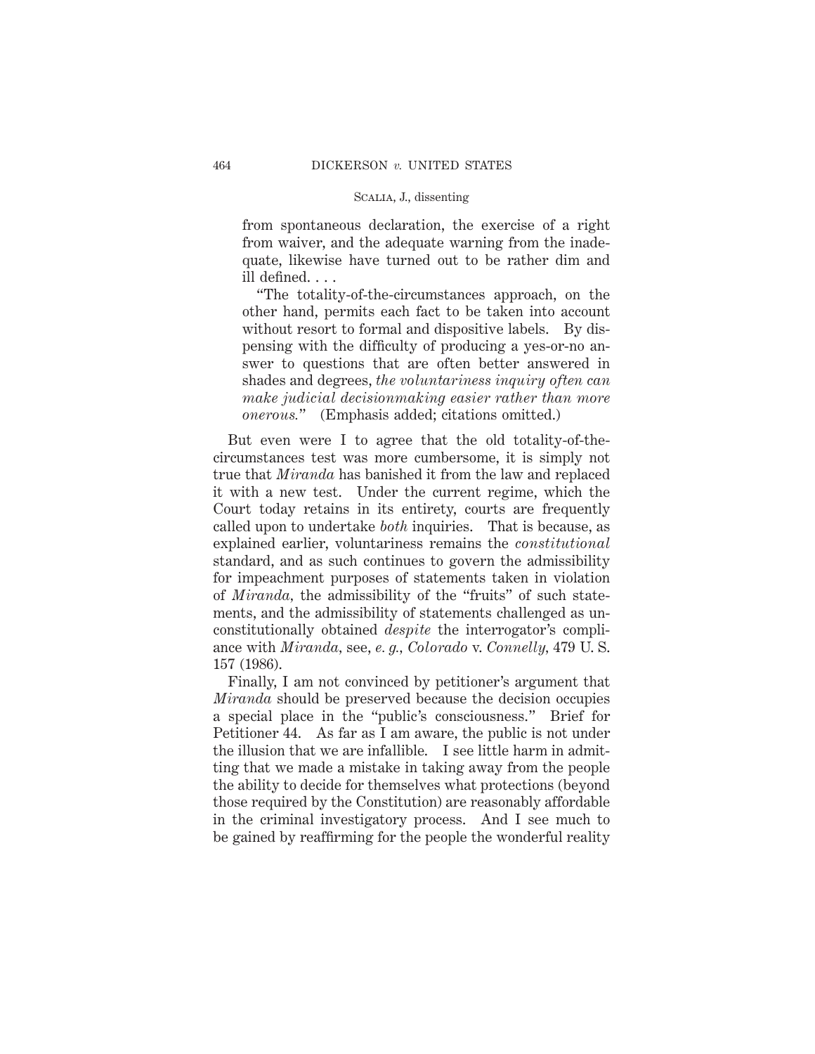> from spontaneous declaration, the exercise of a right from waiver, and the adequate warning from the inadequate, likewise have turned out to be rather dim and ill defined. . . .
>
> "The totality-of-the-circumstances approach, on the other hand, permits each fact to be taken into account without resort to formal and dispositive labels. By dispensing with the difficulty of producing a yes-or-no answer to questions that are often better answered in shades and degrees, *the voluntariness inquiry often can make judicial decisionmaking easier rather than more onerous.*" (Emphasis added; citations omitted.)

But even were I to agree that the old totality-of-the-circumstances test was more cumbersome, it is simply not true that *Miranda* has banished it from the law and replaced it with a new test. Under the current regime, which the Court today retains in its entirety, courts are frequently called upon to undertake *both* inquiries. That is because, as explained earlier, voluntariness remains the *constitutional* standard, and as such continues to govern the admissibility for impeachment purposes of statements taken in violation of *Miranda,* the admissibility of the "fruits" of such statements, and the admissibility of statements challenged as unconstitutionally obtained *despite* the interrogator's compliance with *Miranda,* see, *e. g., Colorado* v. *Connelly,* 479 U. S. 157 (1986).

Finally, I am not convinced by petitioner's argument that *Miranda* should be preserved because the decision occupies a special place in the "public's consciousness." Brief for Petitioner 44. As far as I am aware, the public is not under the illusion that we are infallible. I see little harm in admitting that we made a mistake in taking away from the people the ability to decide for themselves what protections (beyond those required by the Constitution) are reasonably affordable in the criminal investigatory process. And I see much to be gained by reaffirming for the people the wonderful reality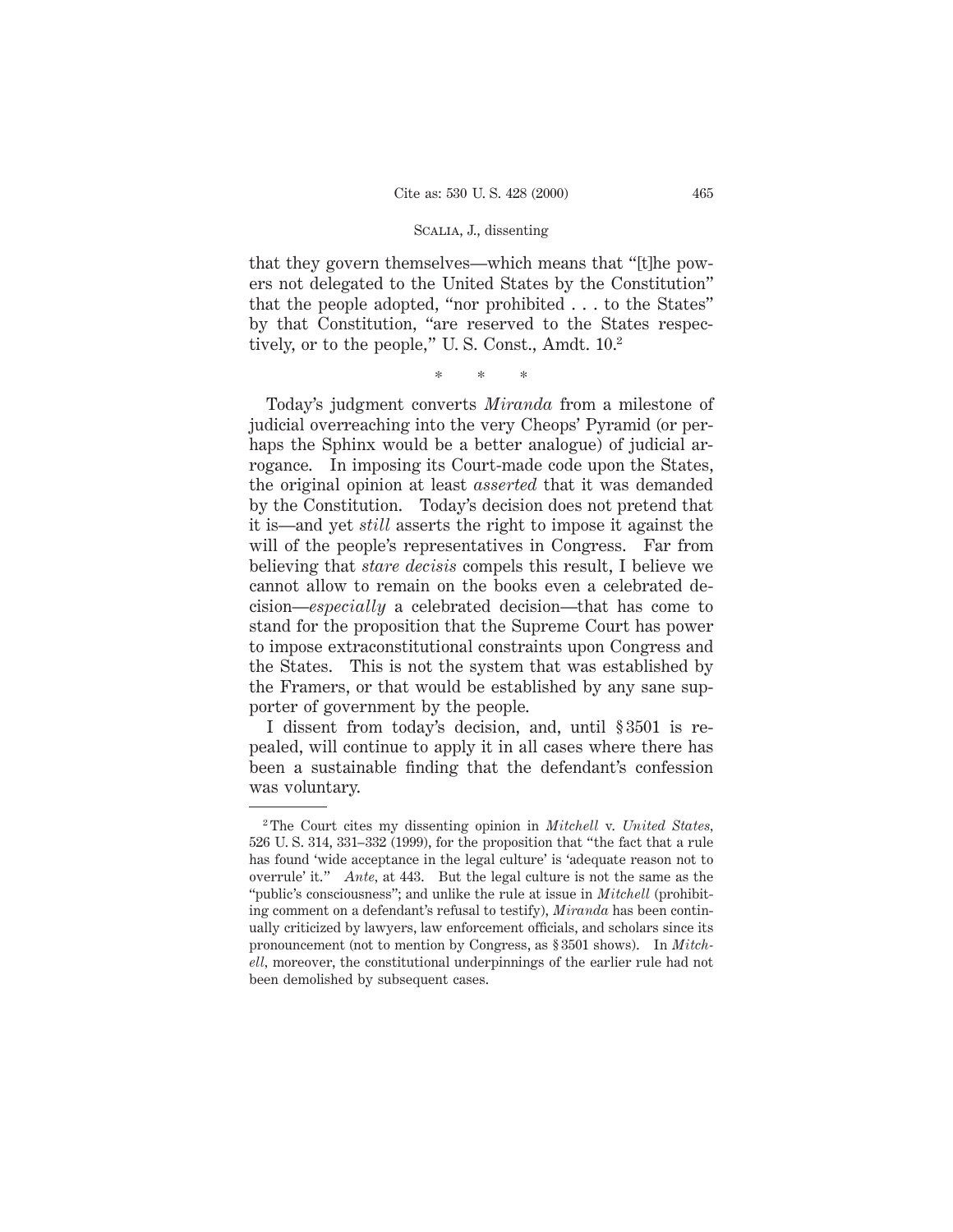that they govern themselves—which means that "[t]he powers not delegated to the United States by the Constitution" that the people adopted, "nor prohibited . . . to the States" by that Constitution, "are reserved to the States respectively, or to the people," U. S. Const., Amdt. 10.[2]

\* \* \*

Today's judgment converts *Miranda* from a milestone of judicial overreaching into the very Cheops' Pyramid (or perhaps the Sphinx would be a better analogue) of judicial arrogance. In imposing its Court-made code upon the States, the original opinion at least *asserted* that it was demanded by the Constitution. Today's decision does not pretend that it is—and yet *still* asserts the right to impose it against the will of the people's representatives in Congress. Far from believing that *stare decisis* compels this result, I believe we cannot allow to remain on the books even a celebrated decision—*especially* a celebrated decision—that has come to stand for the proposition that the Supreme Court has power to impose extraconstitutional constraints upon Congress and the States. This is not the system that was established by the Framers, or that would be established by any sane supporter of government by the people.

I dissent from today's decision, and, until § 3501 is repealed, will continue to apply it in all cases where there has been a sustainable finding that the defendant's confession was voluntary.

---

[2] The Court cites my dissenting opinion in *Mitchell* v. *United States*, 526 U. S. 314, 331–332 (1999), for the proposition that "the fact that a rule has found 'wide acceptance in the legal culture' is 'adequate reason not to overrule' it." *Ante*, at 443. But the legal culture is not the same as the "public's consciousness"; and unlike the rule at issue in *Mitchell* (prohibiting comment on a defendant's refusal to testify), *Miranda* has been continually criticized by lawyers, law enforcement officials, and scholars since its pronouncement (not to mention by Congress, as § 3501 shows). In *Mitchell*, moreover, the constitutional underpinnings of the earlier rule had not been demolished by subsequent cases.